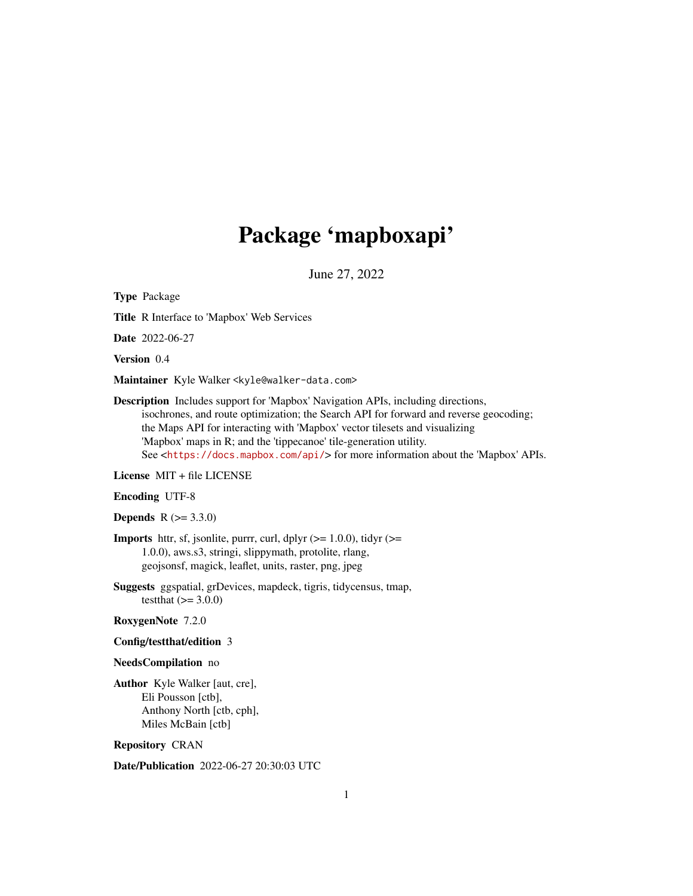# Package 'mapboxapi'

June 27, 2022

**Type** Package

**Title** R Interface to 'Mapbox' Web Services

**Date** 2022-06-27

**Version** 0.4

**Maintainer** Kyle Walker <kyle@walker-data.com>

**Description** Includes support for 'Mapbox' Navigation APIs, including directions, isochrones, and route optimization; the Search API for forward and reverse geocoding; the Maps API for interacting with 'Mapbox' vector tilesets and visualizing 'Mapbox' maps in R; and the 'tippecanoe' tile-generation utility. See <https://docs.mapbox.com/api/> for more information about the 'Mapbox' APIs.

**License** MIT + file LICENSE

**Encoding** UTF-8

**Depends** R (>= 3.3.0)

**Imports** httr, sf, jsonlite, purrr, curl, dplyr (>= 1.0.0), tidyr (>= 1.0.0), aws.s3, stringi, slippymath, protolite, rlang, geojsonsf, magick, leaflet, units, raster, png, jpeg

**Suggests** ggspatial, grDevices, mapdeck, tigris, tidycensus, tmap, testthat (>= 3.0.0)

**RoxygenNote** 7.2.0

**Config/testthat/edition** 3

**NeedsCompilation** no

**Author** Kyle Walker [aut, cre], Eli Pousson [ctb], Anthony North [ctb, cph], Miles McBain [ctb]

**Repository** CRAN

**Date/Publication** 2022-06-27 20:30:03 UTC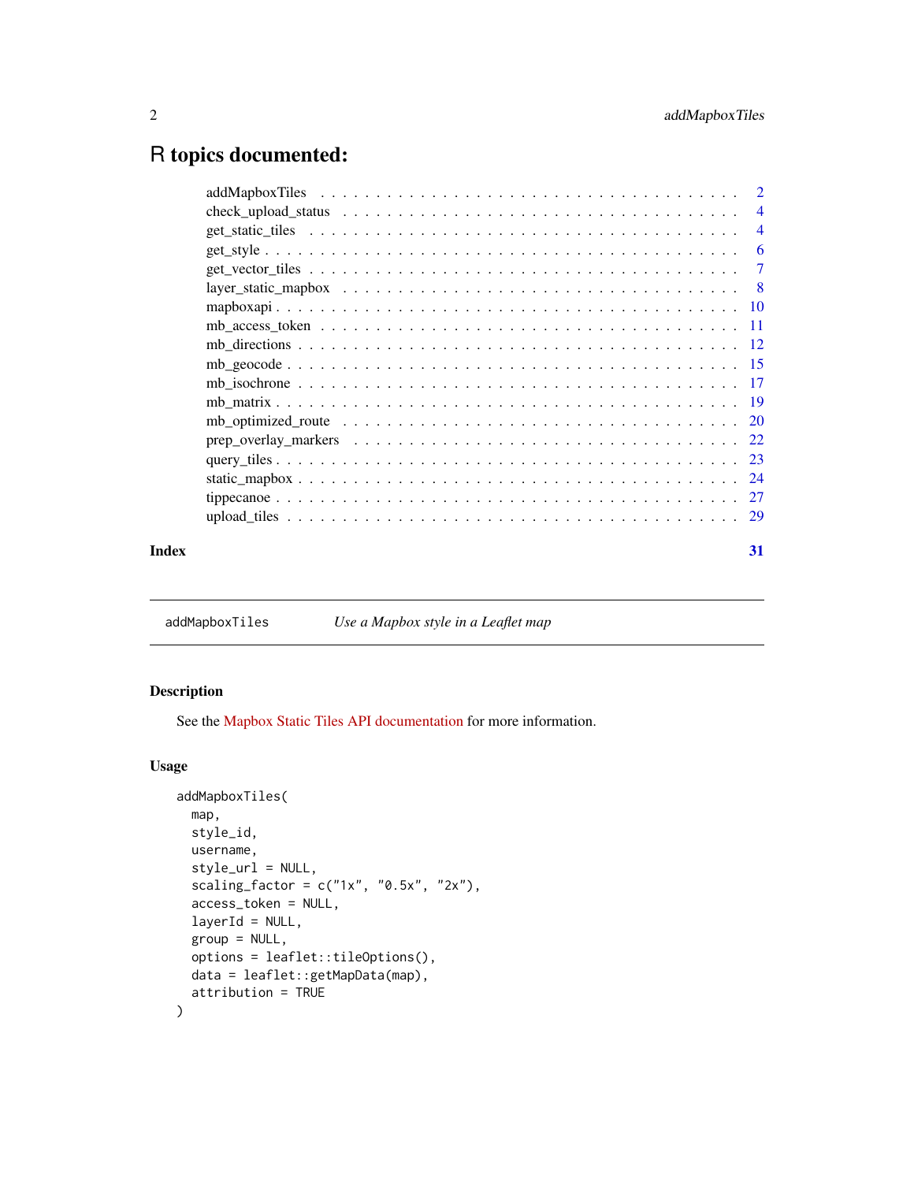# R topics documented:

| | |
|---|---|
| addMapboxTiles | 2 |
| check_upload_status | 4 |
| get_static_tiles | 4 |
| get_style | 6 |
| get_vector_tiles | 7 |
| layer_static_mapbox | 8 |
| mapboxapi | 10 |
| mb_access_token | 11 |
| mb_directions | 12 |
| mb_geocode | 15 |
| mb_isochrone | 17 |
| mb_matrix | 19 |
| mb_optimized_route | 20 |
| prep_overlay_markers | 22 |
| query_tiles | 23 |
| static_mapbox | 24 |
| tippecanoe | 27 |
| upload_tiles | 29 |

**Index** **31**

---

`addMapboxTiles` *Use a Mapbox style in a Leaflet map*

---

## Description

See the Mapbox Static Tiles API documentation for more information.

## Usage

```
addMapboxTiles(
  map,
  style_id,
  username,
  style_url = NULL,
  scaling_factor = c("1x", "0.5x", "2x"),
  access_token = NULL,
  layerId = NULL,
  group = NULL,
  options = leaflet::tileOptions(),
  data = leaflet::getMapData(map),
  attribution = TRUE
)
```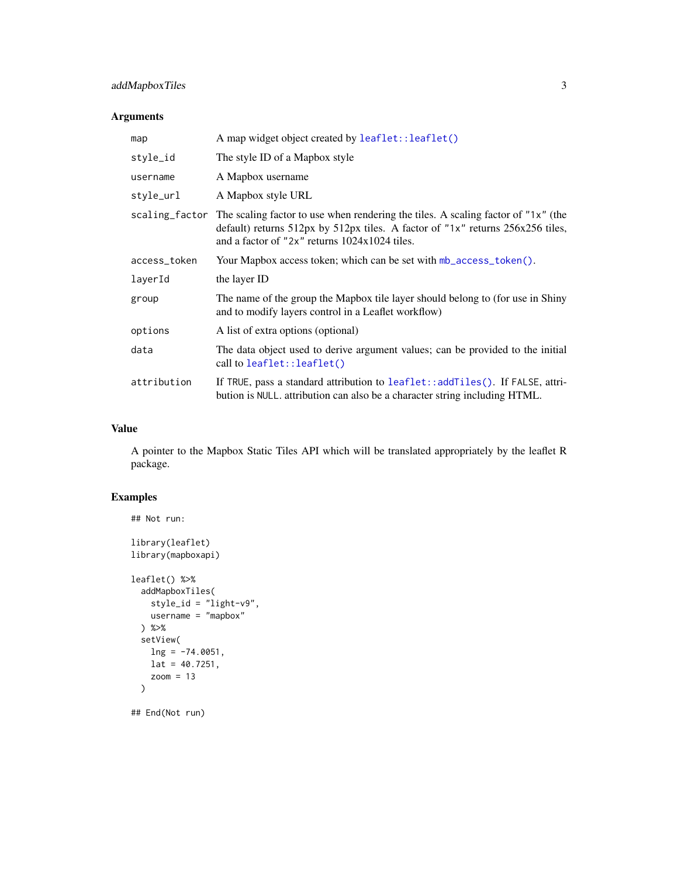## Arguments

| | |
|---|---|
| `map` | A map widget object created by `leaflet::leaflet()` |
| `style_id` | The style ID of a Mapbox style |
| `username` | A Mapbox username |
| `style_url` | A Mapbox style URL |
| `scaling_factor` | The scaling factor to use when rendering the tiles. A scaling factor of `"1x"` (the default) returns 512px by 512px tiles. A factor of `"1x"` returns 256x256 tiles, and a factor of `"2x"` returns 1024x1024 tiles. |
| `access_token` | Your Mapbox access token; which can be set with `mb_access_token()`. |
| `layerId` | the layer ID |
| `group` | The name of the group the Mapbox tile layer should belong to (for use in Shiny and to modify layers control in a Leaflet workflow) |
| `options` | A list of extra options (optional) |
| `data` | The data object used to derive argument values; can be provided to the initial call to `leaflet::leaflet()` |
| `attribution` | If `TRUE`, pass a standard attribution to `leaflet::addTiles()`. If `FALSE`, attribution is `NULL`. attribution can also be a character string including HTML. |

## Value

A pointer to the Mapbox Static Tiles API which will be translated appropriately by the leaflet R package.

## Examples

```
## Not run:

library(leaflet)
library(mapboxapi)

leaflet() %>%
  addMapboxTiles(
    style_id = "light-v9",
    username = "mapbox"
  ) %>%
  setView(
    lng = -74.0051,
    lat = 40.7251,
    zoom = 13
  )

## End(Not run)
```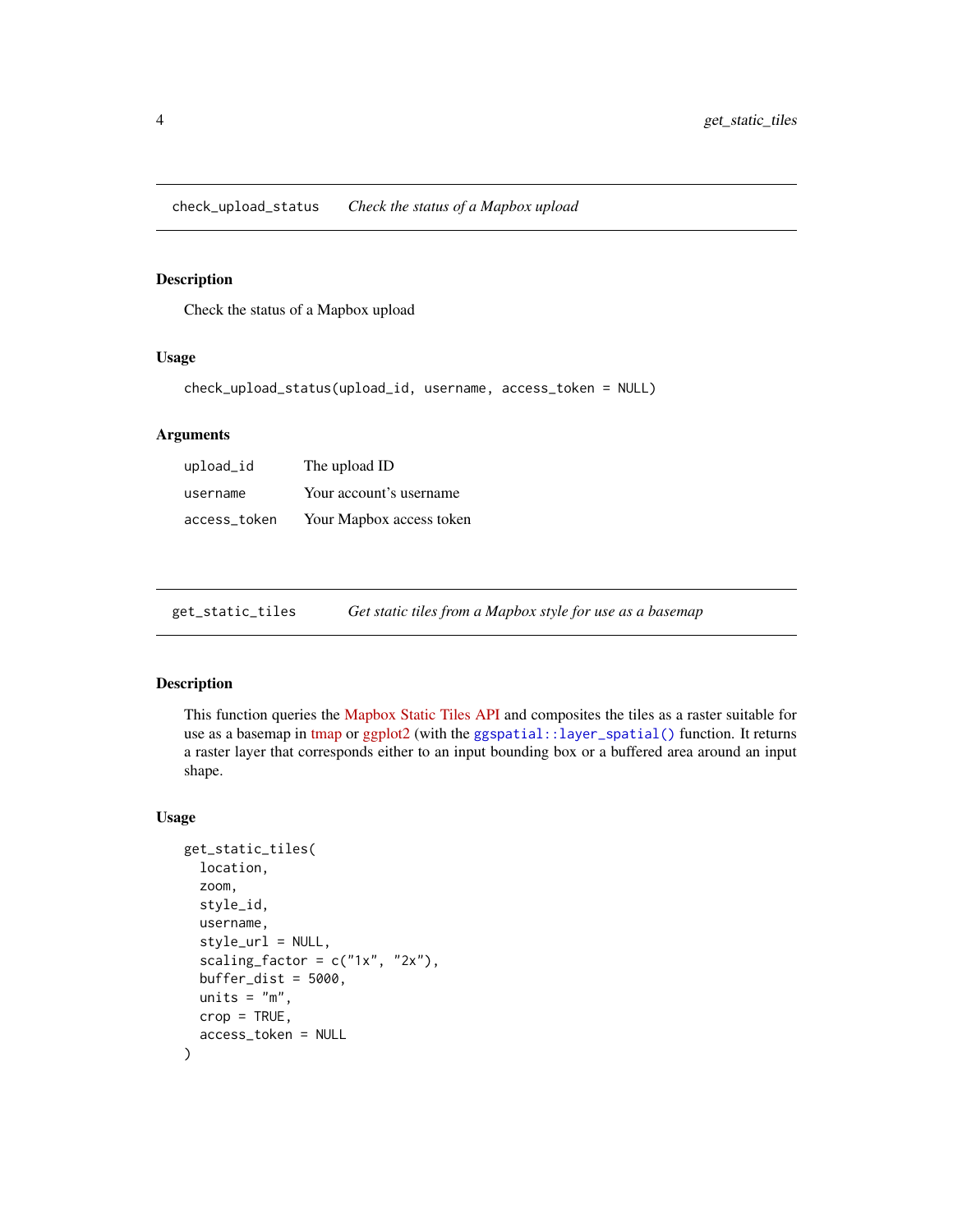## check_upload_status — *Check the status of a Mapbox upload*

### Description

Check the status of a Mapbox upload

### Usage

```
check_upload_status(upload_id, username, access_token = NULL)
```

### Arguments

| | |
|---|---|
| upload_id | The upload ID |
| username | Your account's username |
| access_token | Your Mapbox access token |

## get_static_tiles — *Get static tiles from a Mapbox style for use as a basemap*

### Description

This function queries the Mapbox Static Tiles API and composites the tiles as a raster suitable for use as a basemap in tmap or ggplot2 (with the `ggspatial::layer_spatial()` function. It returns a raster layer that corresponds either to an input bounding box or a buffered area around an input shape.

### Usage

```
get_static_tiles(
  location,
  zoom,
  style_id,
  username,
  style_url = NULL,
  scaling_factor = c("1x", "2x"),
  buffer_dist = 5000,
  units = "m",
  crop = TRUE,
  access_token = NULL
)
```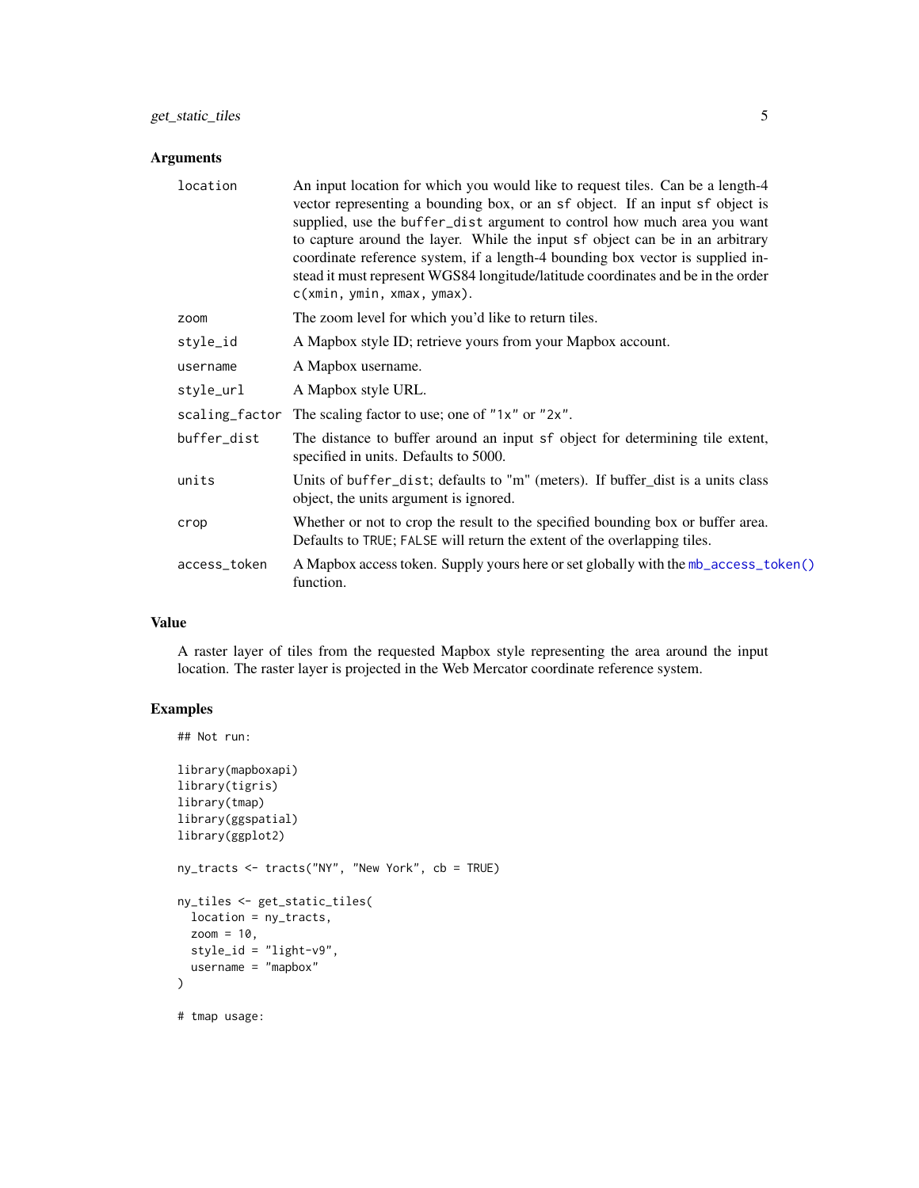### Arguments

| | |
|---|---|
| `location` | An input location for which you would like to request tiles. Can be a length-4 vector representing a bounding box, or an `sf` object. If an input `sf` object is supplied, use the `buffer_dist` argument to control how much area you want to capture around the layer. While the input `sf` object can be in an arbitrary coordinate reference system, if a length-4 bounding box vector is supplied instead it must represent WGS84 longitude/latitude coordinates and be in the order `c(xmin, ymin, xmax, ymax)`. |
| `zoom` | The zoom level for which you'd like to return tiles. |
| `style_id` | A Mapbox style ID; retrieve yours from your Mapbox account. |
| `username` | A Mapbox username. |
| `style_url` | A Mapbox style URL. |
| `scaling_factor` | The scaling factor to use; one of `"1x"` or `"2x"`. |
| `buffer_dist` | The distance to buffer around an input `sf` object for determining tile extent, specified in units. Defaults to 5000. |
| `units` | Units of `buffer_dist`; defaults to "m" (meters). If buffer_dist is a units class object, the units argument is ignored. |
| `crop` | Whether or not to crop the result to the specified bounding box or buffer area. Defaults to `TRUE`; `FALSE` will return the extent of the overlapping tiles. |
| `access_token` | A Mapbox access token. Supply yours here or set globally with the `mb_access_token()` function. |

### Value

A raster layer of tiles from the requested Mapbox style representing the area around the input location. The raster layer is projected in the Web Mercator coordinate reference system.

### Examples

```
## Not run:

library(mapboxapi)
library(tigris)
library(tmap)
library(ggspatial)
library(ggplot2)

ny_tracts <- tracts("NY", "New York", cb = TRUE)

ny_tiles <- get_static_tiles(
  location = ny_tracts,
  zoom = 10,
  style_id = "light-v9",
  username = "mapbox"
)

# tmap usage:
```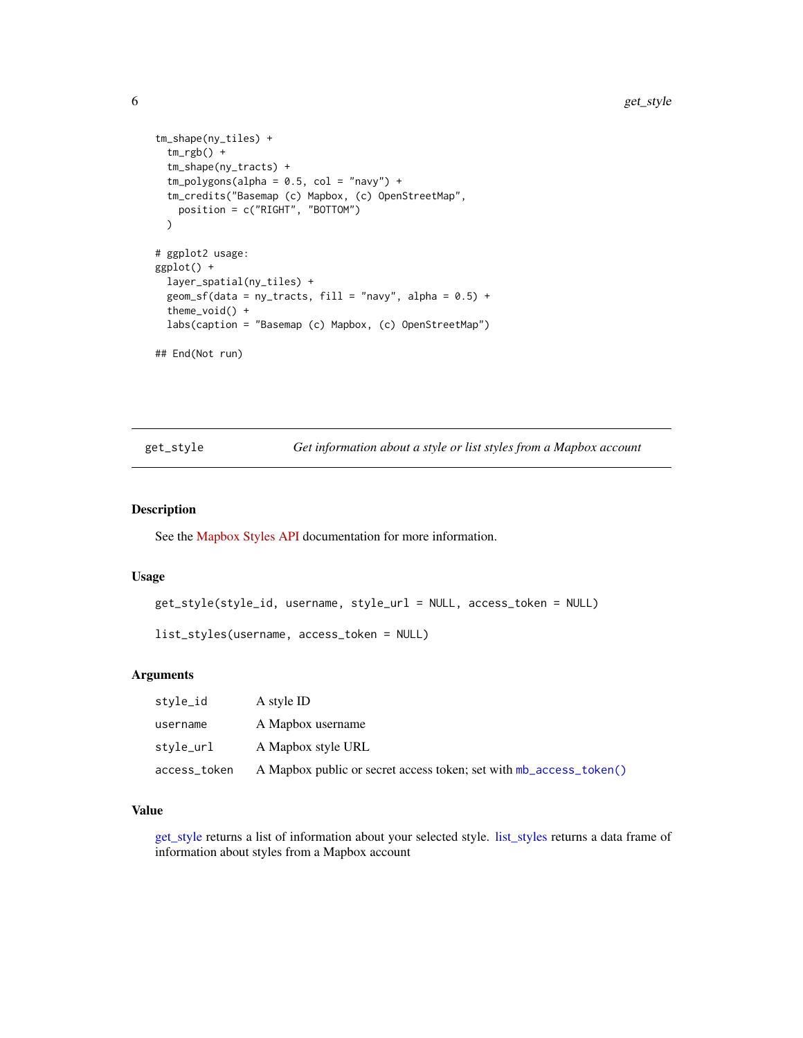```
tm_shape(ny_tiles) +
  tm_rgb() +
  tm_shape(ny_tracts) +
  tm_polygons(alpha = 0.5, col = "navy") +
  tm_credits("Basemap (c) Mapbox, (c) OpenStreetMap",
    position = c("RIGHT", "BOTTOM")
  )

# ggplot2 usage:
ggplot() +
  layer_spatial(ny_tiles) +
  geom_sf(data = ny_tracts, fill = "navy", alpha = 0.5) +
  theme_void() +
  labs(caption = "Basemap (c) Mapbox, (c) OpenStreetMap")

## End(Not run)
```

## get_style — *Get information about a style or list styles from a Mapbox account*

### Description

See the Mapbox Styles API documentation for more information.

### Usage

```
get_style(style_id, username, style_url = NULL, access_token = NULL)

list_styles(username, access_token = NULL)
```

### Arguments

| | |
|---|---|
| style_id | A style ID |
| username | A Mapbox username |
| style_url | A Mapbox style URL |
| access_token | A Mapbox public or secret access token; set with `mb_access_token()` |

### Value

get_style returns a list of information about your selected style. list_styles returns a data frame of information about styles from a Mapbox account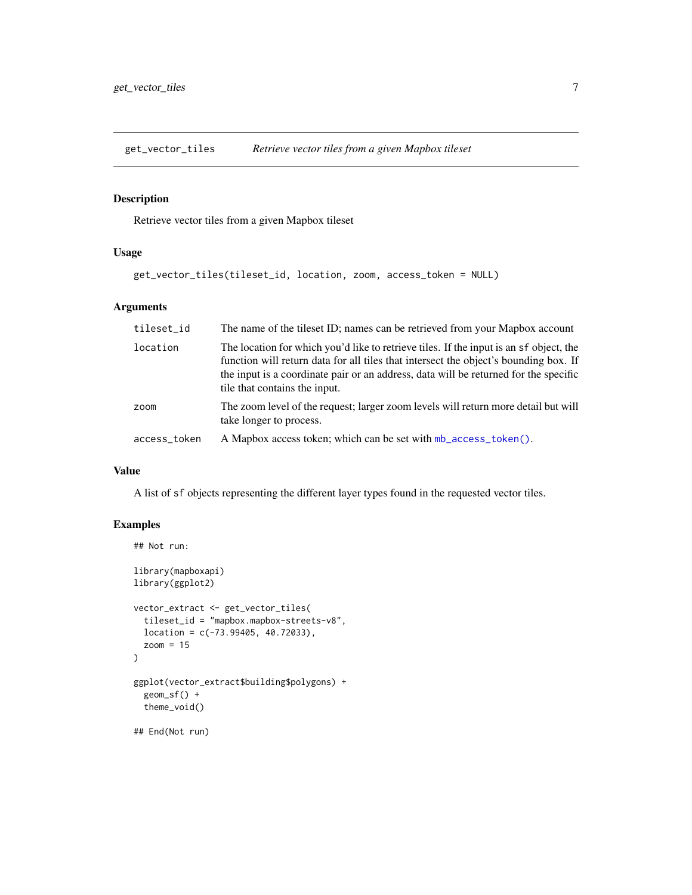## get_vector_tiles — *Retrieve vector tiles from a given Mapbox tileset*

### Description

Retrieve vector tiles from a given Mapbox tileset

### Usage

```
get_vector_tiles(tileset_id, location, zoom, access_token = NULL)
```

### Arguments

| | |
|---|---|
| `tileset_id` | The name of the tileset ID; names can be retrieved from your Mapbox account |
| `location` | The location for which you'd like to retrieve tiles. If the input is an `sf` object, the function will return data for all tiles that intersect the object's bounding box. If the input is a coordinate pair or an address, data will be returned for the specific tile that contains the input. |
| `zoom` | The zoom level of the request; larger zoom levels will return more detail but will take longer to process. |
| `access_token` | A Mapbox access token; which can be set with `mb_access_token()`. |

### Value

A list of `sf` objects representing the different layer types found in the requested vector tiles.

### Examples

```
## Not run:

library(mapboxapi)
library(ggplot2)

vector_extract <- get_vector_tiles(
  tileset_id = "mapbox.mapbox-streets-v8",
  location = c(-73.99405, 40.72033),
  zoom = 15
)

ggplot(vector_extract$building$polygons) +
  geom_sf() +
  theme_void()

## End(Not run)
```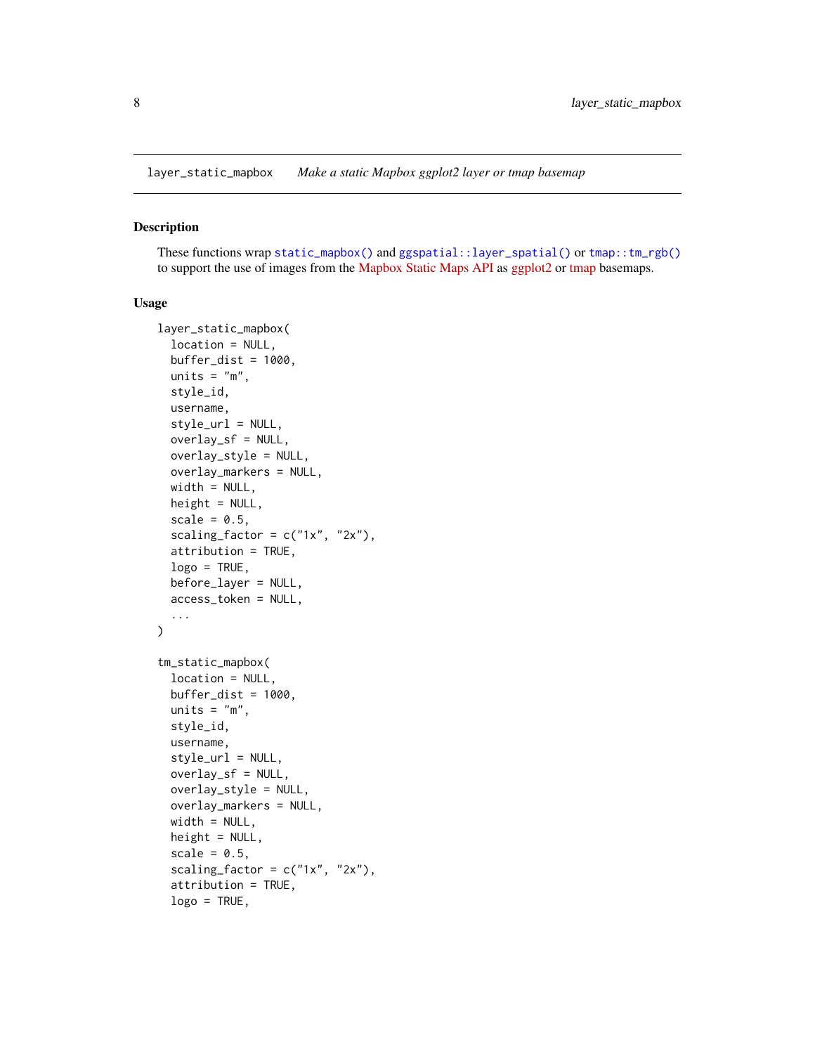layer_static_mapbox *Make a static Mapbox ggplot2 layer or tmap basemap*

## Description

These functions wrap `static_mapbox()` and `ggspatial::layer_spatial()` or `tmap::tm_rgb()` to support the use of images from the Mapbox Static Maps API as ggplot2 or tmap basemaps.

## Usage

```
layer_static_mapbox(
  location = NULL,
  buffer_dist = 1000,
  units = "m",
  style_id,
  username,
  style_url = NULL,
  overlay_sf = NULL,
  overlay_style = NULL,
  overlay_markers = NULL,
  width = NULL,
  height = NULL,
  scale = 0.5,
  scaling_factor = c("1x", "2x"),
  attribution = TRUE,
  logo = TRUE,
  before_layer = NULL,
  access_token = NULL,
  ...
)

tm_static_mapbox(
  location = NULL,
  buffer_dist = 1000,
  units = "m",
  style_id,
  username,
  style_url = NULL,
  overlay_sf = NULL,
  overlay_style = NULL,
  overlay_markers = NULL,
  width = NULL,
  height = NULL,
  scale = 0.5,
  scaling_factor = c("1x", "2x"),
  attribution = TRUE,
  logo = TRUE,
```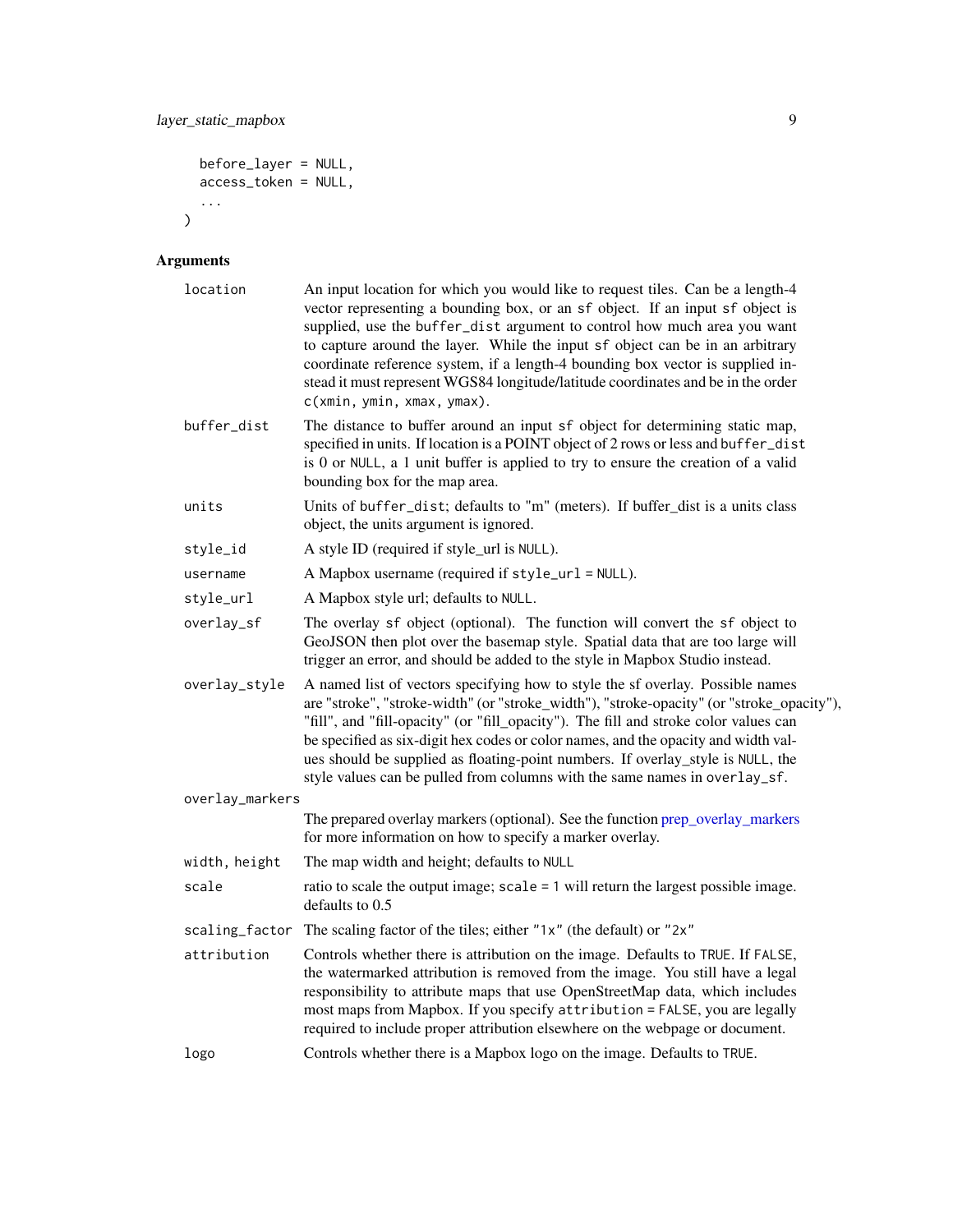```
  before_layer = NULL,
  access_token = NULL,
  ...
)
```

### Arguments

| | |
|---|---|
| `location` | An input location for which you would like to request tiles. Can be a length-4 vector representing a bounding box, or an `sf` object. If an input `sf` object is supplied, use the `buffer_dist` argument to control how much area you want to capture around the layer. While the input `sf` object can be in an arbitrary coordinate reference system, if a length-4 bounding box vector is supplied instead it must represent WGS84 longitude/latitude coordinates and be in the order `c(xmin, ymin, xmax, ymax)`. |
| `buffer_dist` | The distance to buffer around an input `sf` object for determining static map, specified in units. If location is a POINT object of 2 rows or less and `buffer_dist` is 0 or `NULL`, a 1 unit buffer is applied to try to ensure the creation of a valid bounding box for the map area. |
| `units` | Units of `buffer_dist`; defaults to "m" (meters). If buffer_dist is a units class object, the units argument is ignored. |
| `style_id` | A style ID (required if style_url is `NULL`). |
| `username` | A Mapbox username (required if `style_url = NULL`). |
| `style_url` | A Mapbox style url; defaults to `NULL`. |
| `overlay_sf` | The overlay `sf` object (optional). The function will convert the `sf` object to GeoJSON then plot over the basemap style. Spatial data that are too large will trigger an error, and should be added to the style in Mapbox Studio instead. |
| `overlay_style` | A named list of vectors specifying how to style the sf overlay. Possible names are "stroke", "stroke-width" (or "stroke_width"), "stroke-opacity" (or "stroke_opacity"), "fill", and "fill-opacity" (or "fill_opacity"). The fill and stroke color values can be specified as six-digit hex codes or color names, and the opacity and width values should be supplied as floating-point numbers. If overlay_style is `NULL`, the style values can be pulled from columns with the same names in `overlay_sf`. |
| `overlay_markers` | The prepared overlay markers (optional). See the function prep_overlay_markers for more information on how to specify a marker overlay. |
| `width, height` | The map width and height; defaults to `NULL` |
| `scale` | ratio to scale the output image; `scale = 1` will return the largest possible image. defaults to 0.5 |
| `scaling_factor` | The scaling factor of the tiles; either `"1x"` (the default) or `"2x"` |
| `attribution` | Controls whether there is attribution on the image. Defaults to `TRUE`. If `FALSE`, the watermarked attribution is removed from the image. You still have a legal responsibility to attribute maps that use OpenStreetMap data, which includes most maps from Mapbox. If you specify `attribution = FALSE`, you are legally required to include proper attribution elsewhere on the webpage or document. |
| `logo` | Controls whether there is a Mapbox logo on the image. Defaults to `TRUE`. |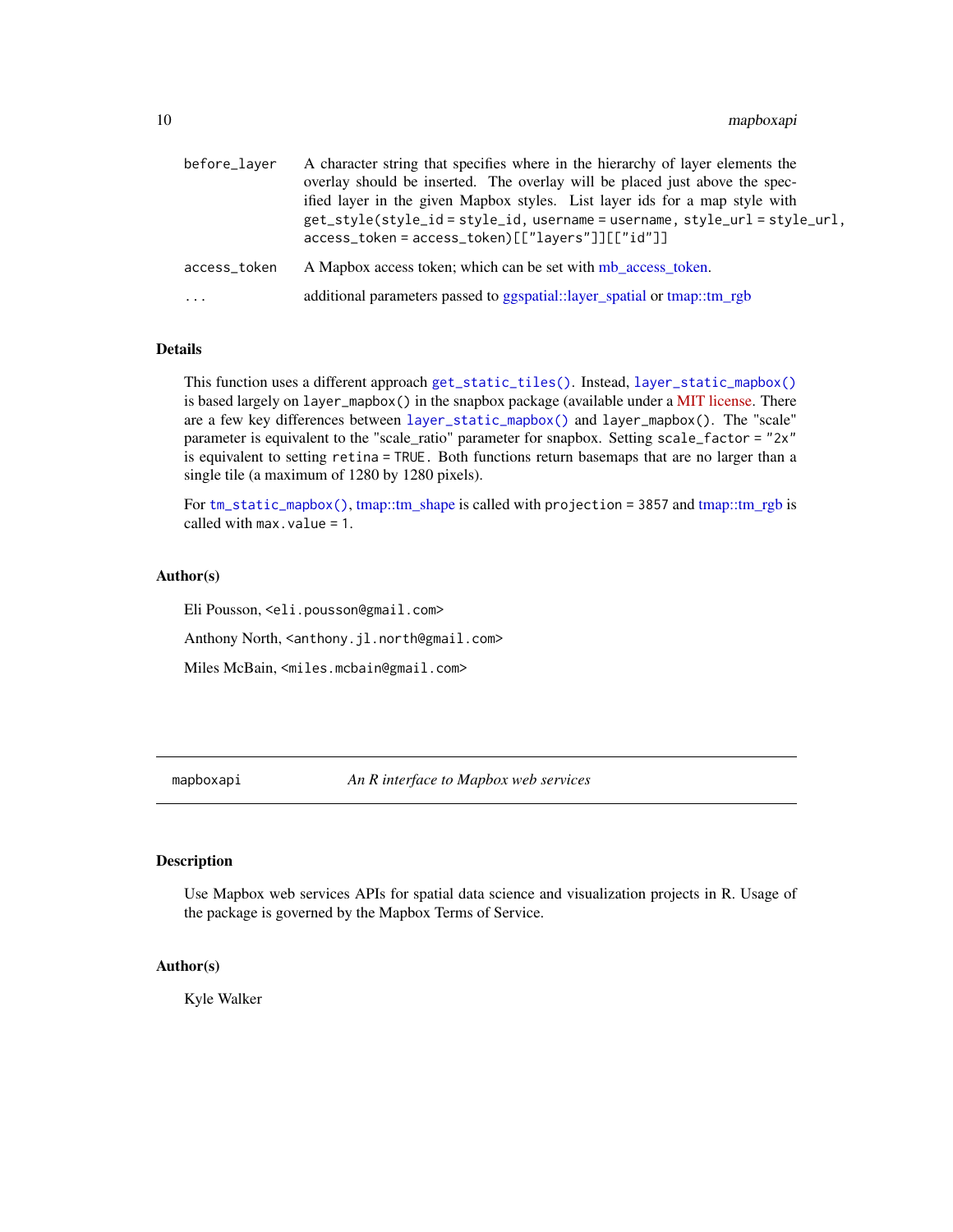| | |
|---|---|
| before_layer | A character string that specifies where in the hierarchy of layer elements the overlay should be inserted. The overlay will be placed just above the specified layer in the given Mapbox styles. List layer ids for a map style with `get_style(style_id = style_id, username = username, style_url = style_url, access_token = access_token)[["layers"]][["id"]]` |
| access_token | A Mapbox access token; which can be set with mb_access_token. |
| ... | additional parameters passed to ggspatial::layer_spatial or tmap::tm_rgb |

### Details

This function uses a different approach `get_static_tiles()`. Instead, `layer_static_mapbox()` is based largely on `layer_mapbox()` in the snapbox package (available under a MIT license. There are a few key differences between `layer_static_mapbox()` and `layer_mapbox()`. The "scale" parameter is equivalent to the "scale_ratio" parameter for snapbox. Setting `scale_factor = "2x"` is equivalent to setting `retina = TRUE`. Both functions return basemaps that are no larger than a single tile (a maximum of 1280 by 1280 pixels).

For `tm_static_mapbox()`, tmap::tm_shape is called with `projection = 3857` and tmap::tm_rgb is called with `max.value = 1`.

### Author(s)

Eli Pousson, `<eli.pousson@gmail.com>`

Anthony North, `<anthony.jl.north@gmail.com>`

Miles McBain, `<miles.mcbain@gmail.com>`

---

## mapboxapi — *An R interface to Mapbox web services*

---

### Description

Use Mapbox web services APIs for spatial data science and visualization projects in R. Usage of the package is governed by the Mapbox Terms of Service.

### Author(s)

Kyle Walker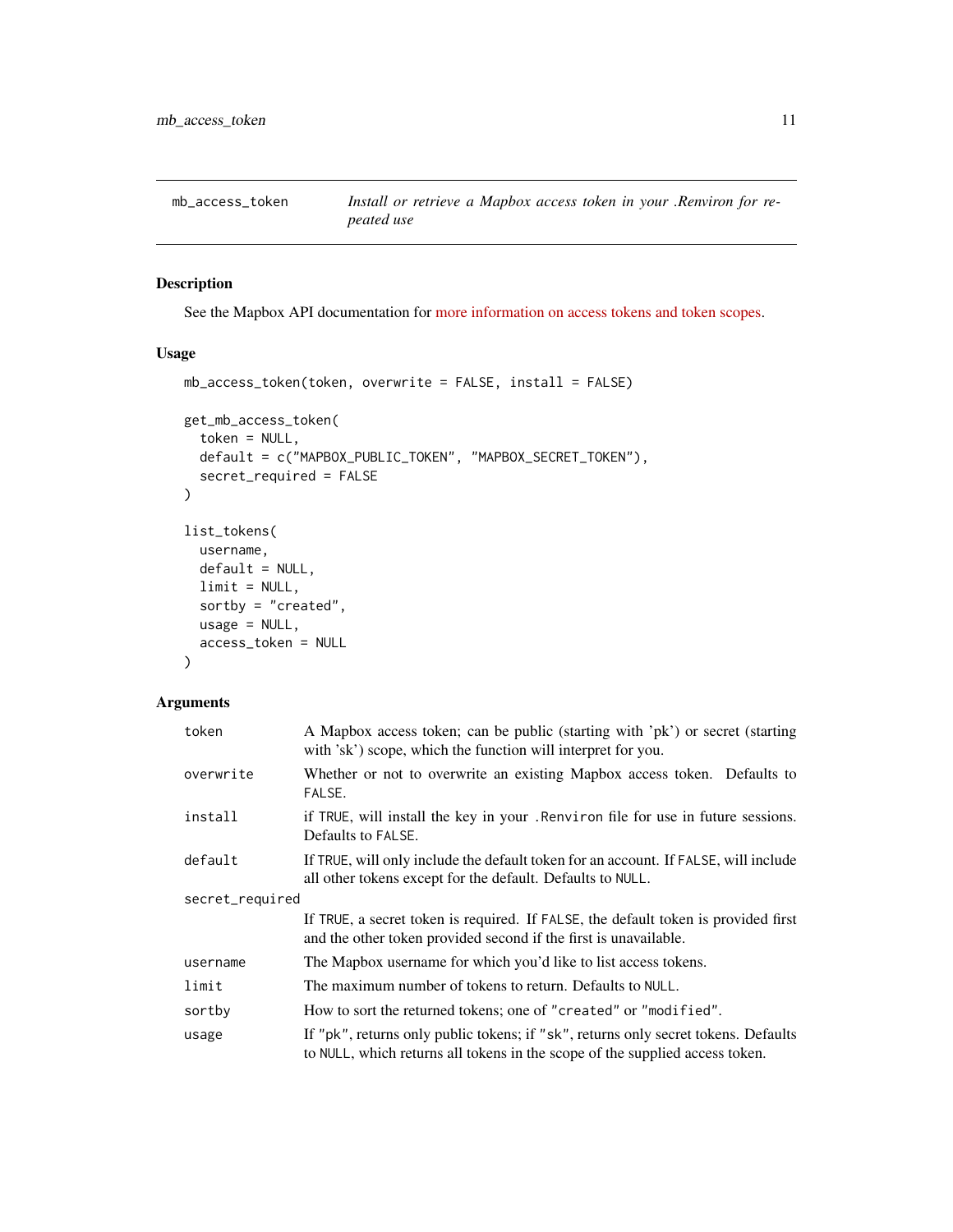## mb_access_token — *Install or retrieve a Mapbox access token in your .Renviron for repeated use*

### Description

See the Mapbox API documentation for more information on access tokens and token scopes.

### Usage

```
mb_access_token(token, overwrite = FALSE, install = FALSE)

get_mb_access_token(
  token = NULL,
  default = c("MAPBOX_PUBLIC_TOKEN", "MAPBOX_SECRET_TOKEN"),
  secret_required = FALSE
)

list_tokens(
  username,
  default = NULL,
  limit = NULL,
  sortby = "created",
  usage = NULL,
  access_token = NULL
)
```

### Arguments

| Argument | Description |
|---|---|
| `token` | A Mapbox access token; can be public (starting with 'pk') or secret (starting with 'sk') scope, which the function will interpret for you. |
| `overwrite` | Whether or not to overwrite an existing Mapbox access token. Defaults to `FALSE`. |
| `install` | if `TRUE`, will install the key in your `.Renviron` file for use in future sessions. Defaults to `FALSE`. |
| `default` | If `TRUE`, will only include the default token for an account. If `FALSE`, will include all other tokens except for the default. Defaults to `NULL`. |
| `secret_required` | If `TRUE`, a secret token is required. If `FALSE`, the default token is provided first and the other token provided second if the first is unavailable. |
| `username` | The Mapbox username for which you'd like to list access tokens. |
| `limit` | The maximum number of tokens to return. Defaults to `NULL`. |
| `sortby` | How to sort the returned tokens; one of `"created"` or `"modified"`. |
| `usage` | If `"pk"`, returns only public tokens; if `"sk"`, returns only secret tokens. Defaults to `NULL`, which returns all tokens in the scope of the supplied access token. |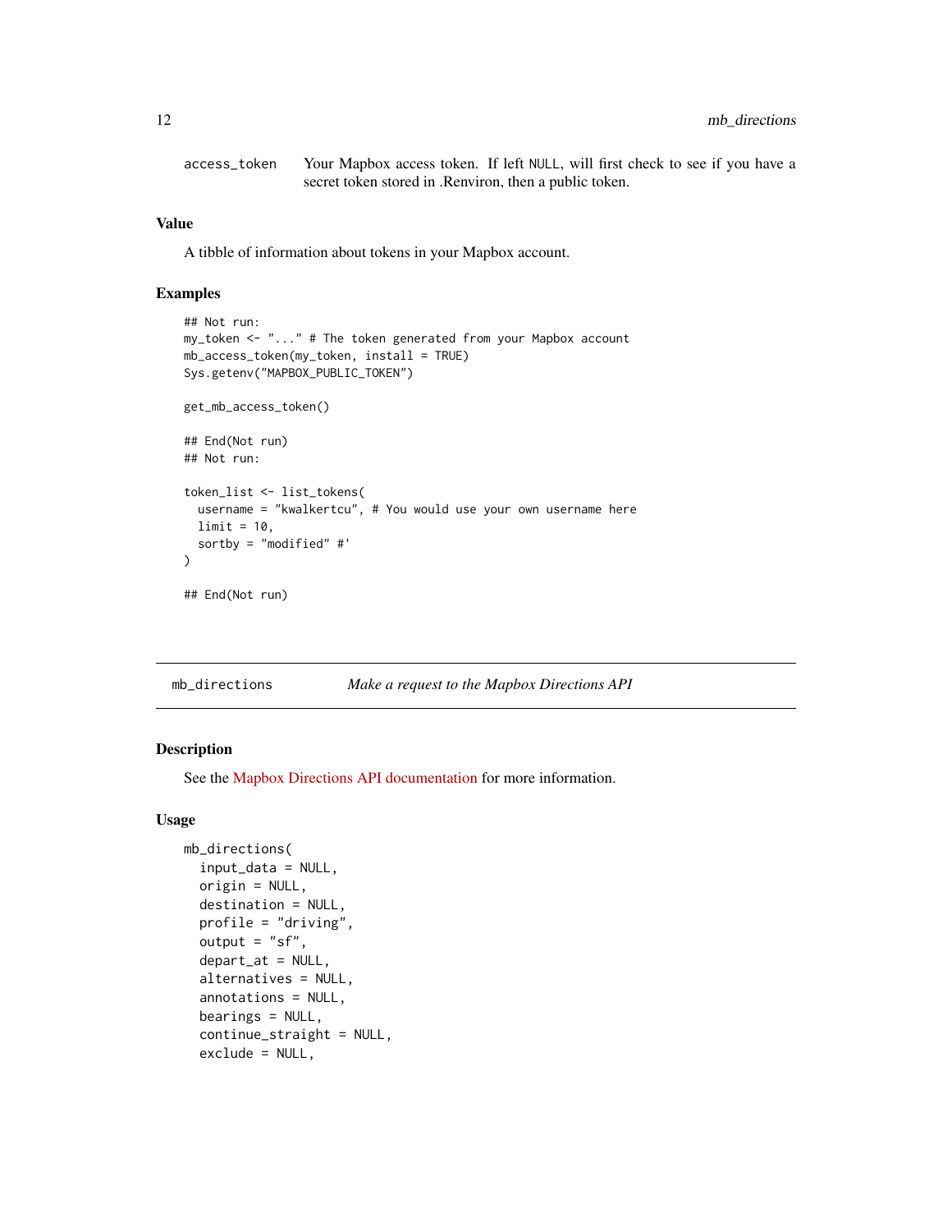access_token — Your Mapbox access token. If left NULL, will first check to see if you have a secret token stored in .Renviron, then a public token.

### Value

A tibble of information about tokens in your Mapbox account.

### Examples

```
## Not run:
my_token <- "..." # The token generated from your Mapbox account
mb_access_token(my_token, install = TRUE)
Sys.getenv("MAPBOX_PUBLIC_TOKEN")

get_mb_access_token()

## End(Not run)
## Not run:

token_list <- list_tokens(
  username = "kwalkertcu", # You would use your own username here
  limit = 10,
  sortby = "modified" #'
)

## End(Not run)
```

---

## mb_directions — *Make a request to the Mapbox Directions API*

### Description

See the Mapbox Directions API documentation for more information.

### Usage

```
mb_directions(
  input_data = NULL,
  origin = NULL,
  destination = NULL,
  profile = "driving",
  output = "sf",
  depart_at = NULL,
  alternatives = NULL,
  annotations = NULL,
  bearings = NULL,
  continue_straight = NULL,
  exclude = NULL,
```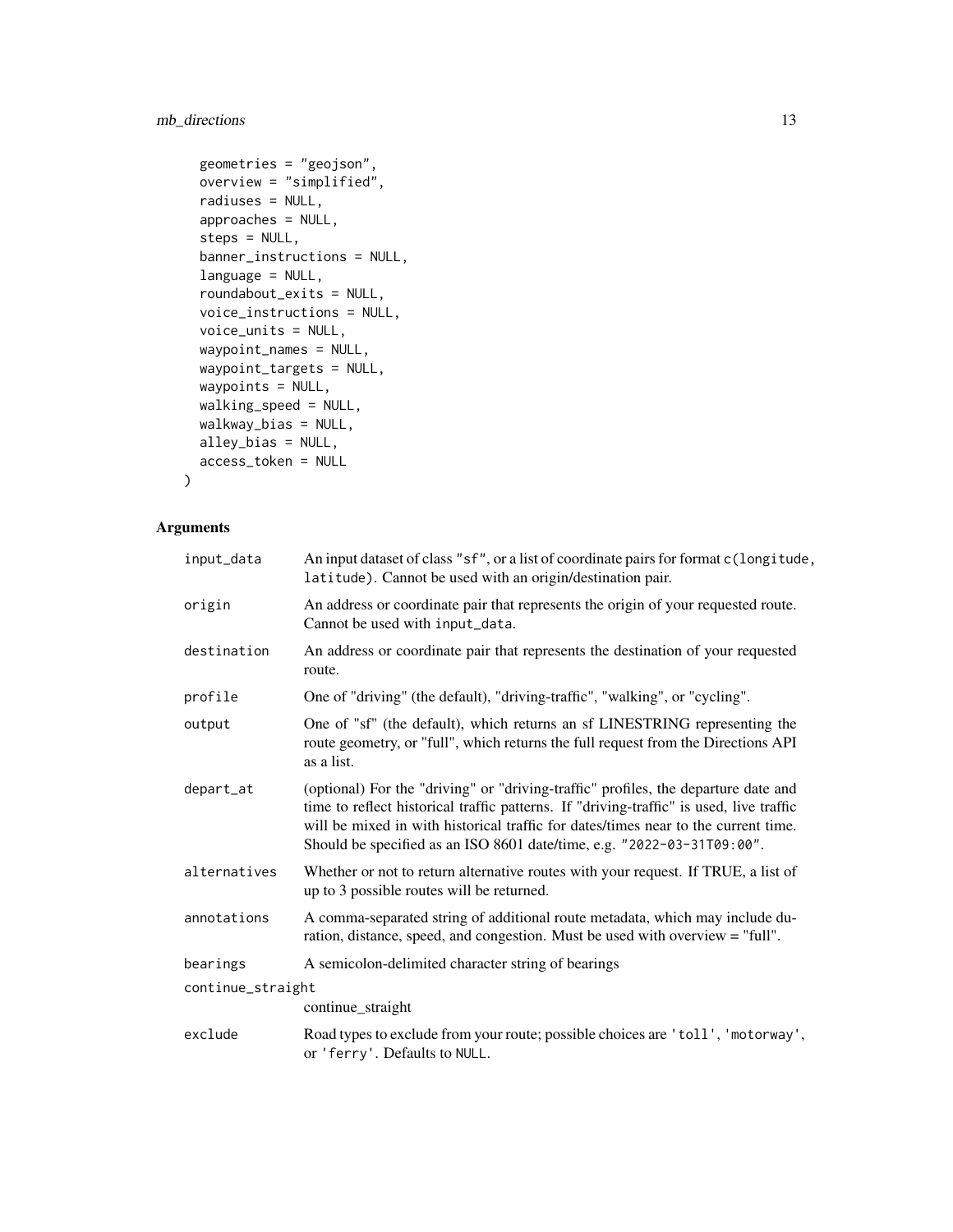```
  geometries = "geojson",
  overview = "simplified",
  radiuses = NULL,
  approaches = NULL,
  steps = NULL,
  banner_instructions = NULL,
  language = NULL,
  roundabout_exits = NULL,
  voice_instructions = NULL,
  voice_units = NULL,
  waypoint_names = NULL,
  waypoint_targets = NULL,
  waypoints = NULL,
  walking_speed = NULL,
  walkway_bias = NULL,
  alley_bias = NULL,
  access_token = NULL
)
```

## Arguments

| Argument | Description |
|---|---|
| `input_data` | An input dataset of class `"sf"`, or a list of coordinate pairs for format `c(longitude, latitude)`. Cannot be used with an origin/destination pair. |
| `origin` | An address or coordinate pair that represents the origin of your requested route. Cannot be used with `input_data`. |
| `destination` | An address or coordinate pair that represents the destination of your requested route. |
| `profile` | One of "driving" (the default), "driving-traffic", "walking", or "cycling". |
| `output` | One of "sf" (the default), which returns an sf LINESTRING representing the route geometry, or "full", which returns the full request from the Directions API as a list. |
| `depart_at` | (optional) For the "driving" or "driving-traffic" profiles, the departure date and time to reflect historical traffic patterns. If "driving-traffic" is used, live traffic will be mixed in with historical traffic for dates/times near to the current time. Should be specified as an ISO 8601 date/time, e.g. `"2022-03-31T09:00"`. |
| `alternatives` | Whether or not to return alternative routes with your request. If TRUE, a list of up to 3 possible routes will be returned. |
| `annotations` | A comma-separated string of additional route metadata, which may include duration, distance, speed, and congestion. Must be used with overview = "full". |
| `bearings` | A semicolon-delimited character string of bearings |
| `continue_straight` | continue_straight |
| `exclude` | Road types to exclude from your route; possible choices are `'toll'`, `'motorway'`, or `'ferry'`. Defaults to `NULL`. |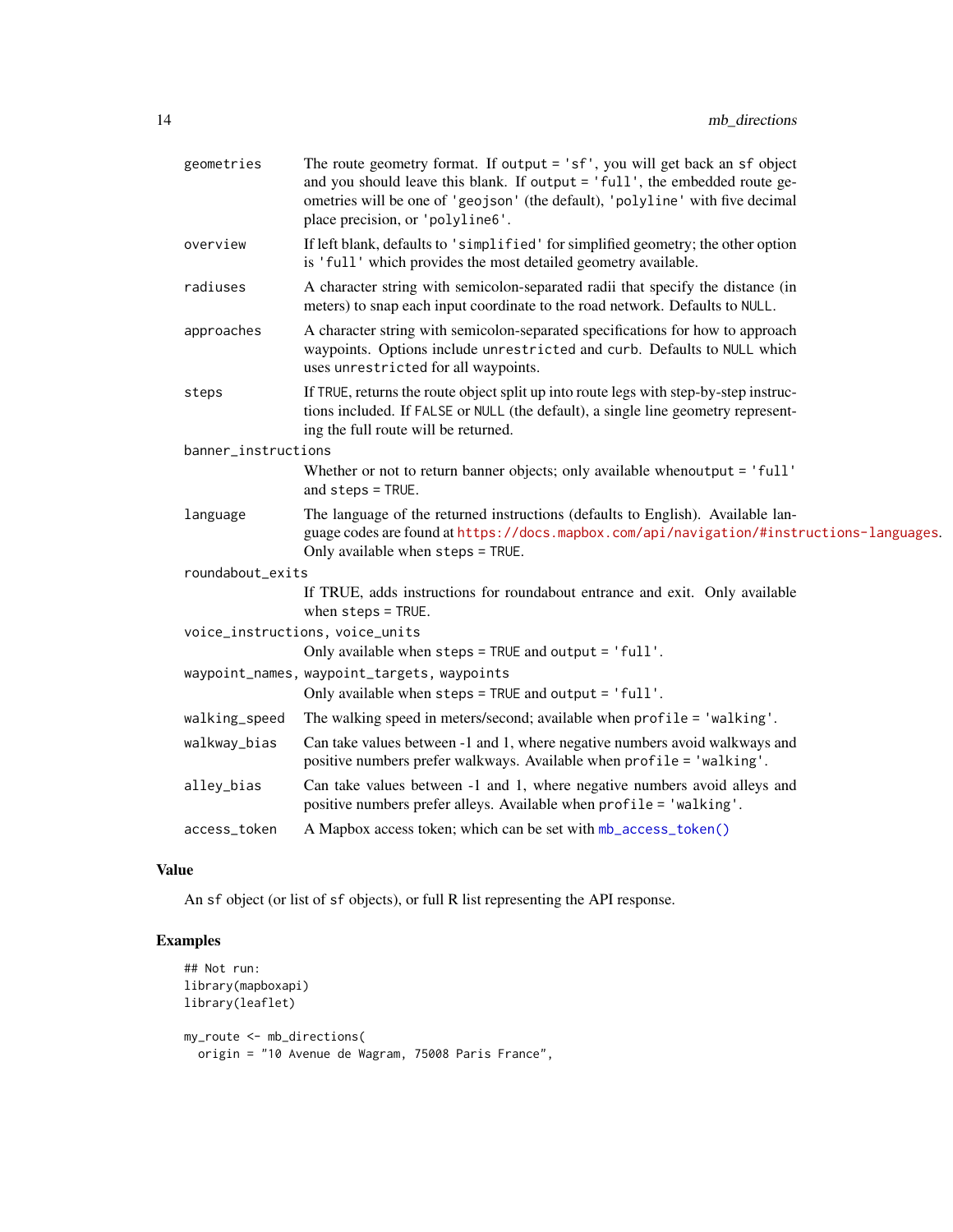| | |
|---|---|
| geometries | The route geometry format. If `output = 'sf'`, you will get back an `sf` object and you should leave this blank. If `output = 'full'`, the embedded route geometries will be one of `'geojson'` (the default), `'polyline'` with five decimal place precision, or `'polyline6'`. |
| overview | If left blank, defaults to `'simplified'` for simplified geometry; the other option is `'full'` which provides the most detailed geometry available. |
| radiuses | A character string with semicolon-separated radii that specify the distance (in meters) to snap each input coordinate to the road network. Defaults to `NULL`. |
| approaches | A character string with semicolon-separated specifications for how to approach waypoints. Options include `unrestricted` and `curb`. Defaults to `NULL` which uses `unrestricted` for all waypoints. |
| steps | If `TRUE`, returns the route object split up into route legs with step-by-step instructions included. If `FALSE` or `NULL` (the default), a single line geometry representing the full route will be returned. |
| banner_instructions | Whether or not to return banner objects; only available when`output = 'full'` and `steps = TRUE`. |
| language | The language of the returned instructions (defaults to English). Available language codes are found at https://docs.mapbox.com/api/navigation/#instructions-languages. Only available when `steps = TRUE`. |
| roundabout_exits | If TRUE, adds instructions for roundabout entrance and exit. Only available when `steps = TRUE`. |
| voice_instructions, voice_units | Only available when `steps = TRUE` and `output = 'full'`. |
| waypoint_names, waypoint_targets, waypoints | Only available when `steps = TRUE` and `output = 'full'`. |
| walking_speed | The walking speed in meters/second; available when `profile = 'walking'`. |
| walkway_bias | Can take values between -1 and 1, where negative numbers avoid walkways and positive numbers prefer walkways. Available when `profile = 'walking'`. |
| alley_bias | Can take values between -1 and 1, where negative numbers avoid alleys and positive numbers prefer alleys. Available when `profile = 'walking'`. |
| access_token | A Mapbox access token; which can be set with `mb_access_token()` |

## Value

An `sf` object (or list of `sf` objects), or full R list representing the API response.

## Examples

```
## Not run:
library(mapboxapi)
library(leaflet)

my_route <- mb_directions(
  origin = "10 Avenue de Wagram, 75008 Paris France",
```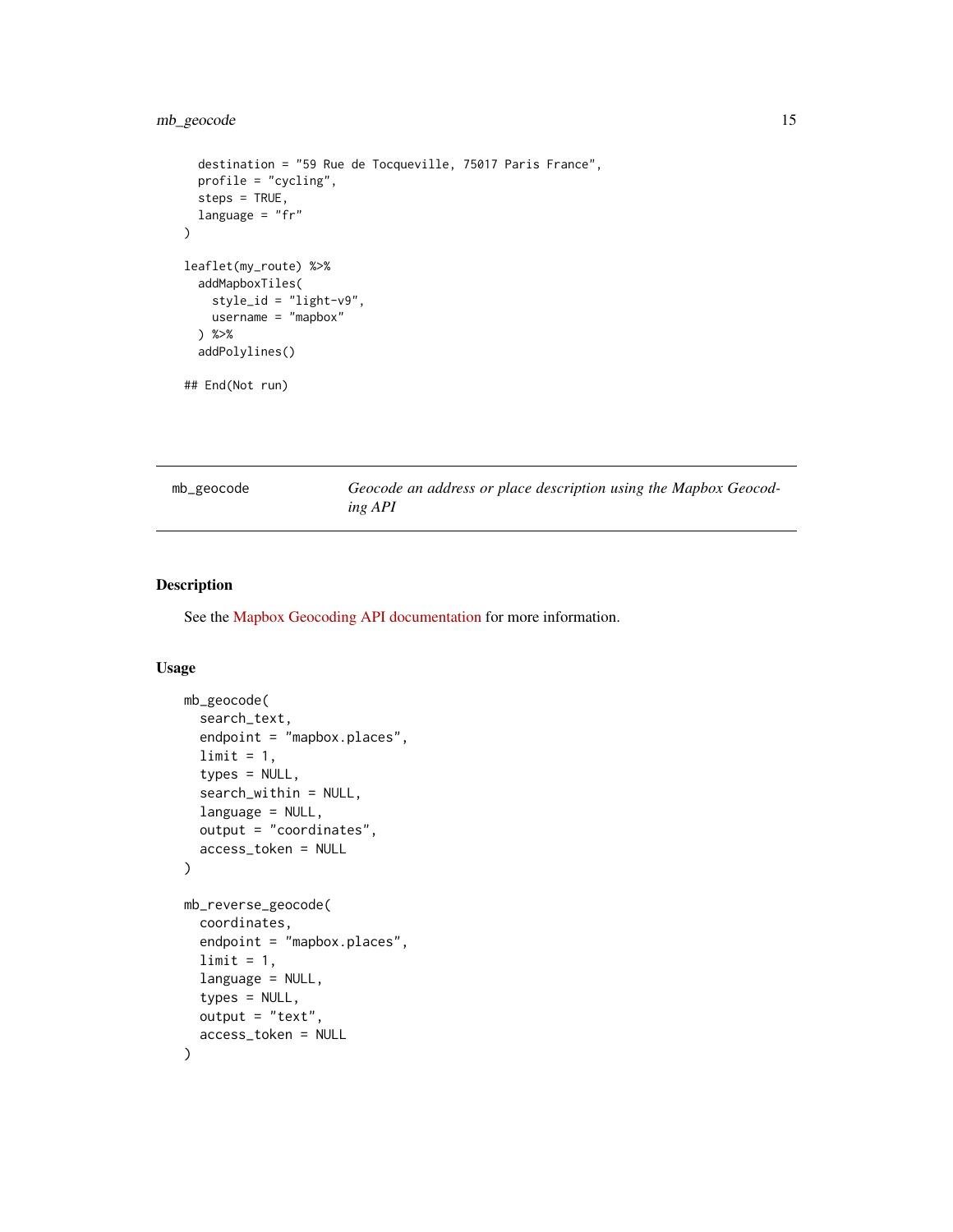```
  destination = "59 Rue de Tocqueville, 75017 Paris France",
  profile = "cycling",
  steps = TRUE,
  language = "fr"
)

leaflet(my_route) %>%
  addMapboxTiles(
    style_id = "light-v9",
    username = "mapbox"
  ) %>%
  addPolylines()

## End(Not run)
```

---

mb_geocode    *Geocode an address or place description using the Mapbox Geocoding API*

---

## Description

See the Mapbox Geocoding API documentation for more information.

## Usage

```
mb_geocode(
  search_text,
  endpoint = "mapbox.places",
  limit = 1,
  types = NULL,
  search_within = NULL,
  language = NULL,
  output = "coordinates",
  access_token = NULL
)

mb_reverse_geocode(
  coordinates,
  endpoint = "mapbox.places",
  limit = 1,
  language = NULL,
  types = NULL,
  output = "text",
  access_token = NULL
)
```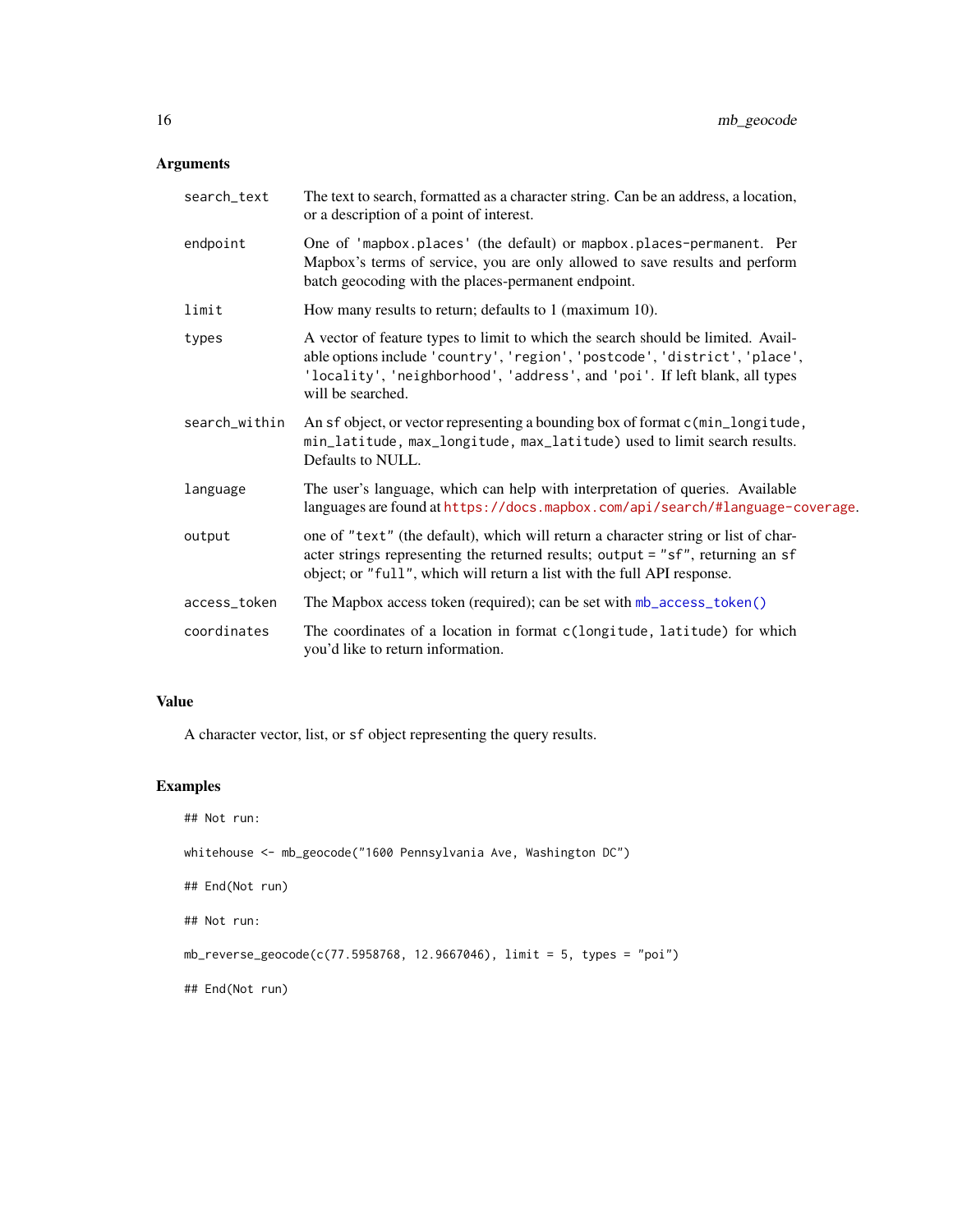### Arguments

| | |
|---|---|
| `search_text` | The text to search, formatted as a character string. Can be an address, a location, or a description of a point of interest. |
| `endpoint` | One of `'mapbox.places'` (the default) or `mapbox.places-permanent`. Per Mapbox's terms of service, you are only allowed to save results and perform batch geocoding with the places-permanent endpoint. |
| `limit` | How many results to return; defaults to 1 (maximum 10). |
| `types` | A vector of feature types to limit to which the search should be limited. Available options include `'country'`, `'region'`, `'postcode'`, `'district'`, `'place'`, `'locality'`, `'neighborhood'`, `'address'`, and `'poi'`. If left blank, all types will be searched. |
| `search_within` | An `sf` object, or vector representing a bounding box of format `c(min_longitude, min_latitude, max_longitude, max_latitude)` used to limit search results. Defaults to NULL. |
| `language` | The user's language, which can help with interpretation of queries. Available languages are found at https://docs.mapbox.com/api/search/#language-coverage. |
| `output` | one of `"text"` (the default), which will return a character string or list of character strings representing the returned results; `output = "sf"`, returning an `sf` object; or `"full"`, which will return a list with the full API response. |
| `access_token` | The Mapbox access token (required); can be set with `mb_access_token()` |
| `coordinates` | The coordinates of a location in format `c(longitude, latitude)` for which you'd like to return information. |

### Value

A character vector, list, or `sf` object representing the query results.

### Examples

```
## Not run:

whitehouse <- mb_geocode("1600 Pennsylvania Ave, Washington DC")

## End(Not run)

## Not run:

mb_reverse_geocode(c(77.5958768, 12.9667046), limit = 5, types = "poi")

## End(Not run)
```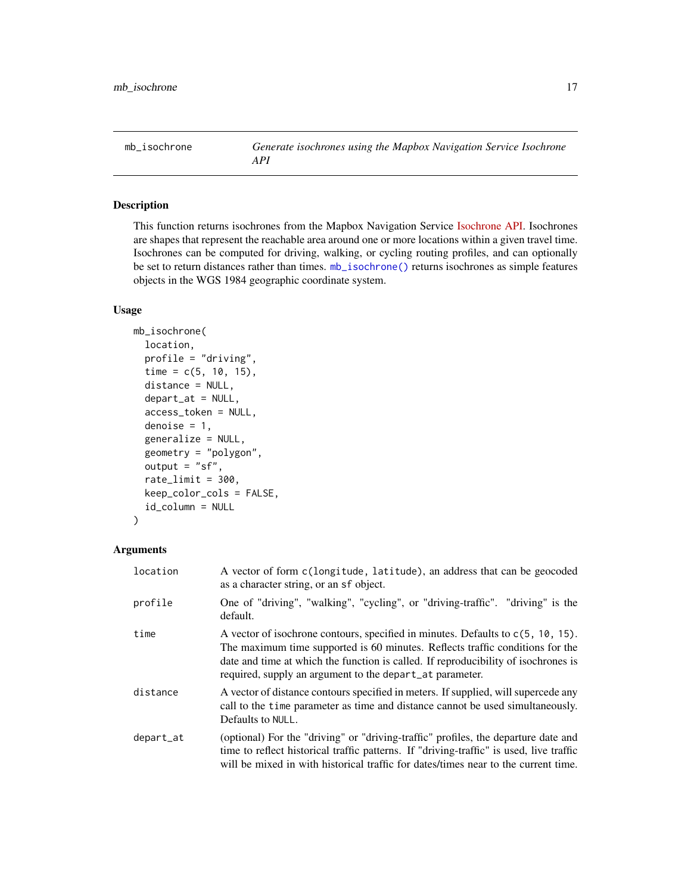## mb_isochrone — *Generate isochrones using the Mapbox Navigation Service Isochrone API*

### Description

This function returns isochrones from the Mapbox Navigation Service Isochrone API. Isochrones are shapes that represent the reachable area around one or more locations within a given travel time. Isochrones can be computed for driving, walking, or cycling routing profiles, and can optionally be set to return distances rather than times. `mb_isochrone()` returns isochrones as simple features objects in the WGS 1984 geographic coordinate system.

### Usage

```
mb_isochrone(
  location,
  profile = "driving",
  time = c(5, 10, 15),
  distance = NULL,
  depart_at = NULL,
  access_token = NULL,
  denoise = 1,
  generalize = NULL,
  geometry = "polygon",
  output = "sf",
  rate_limit = 300,
  keep_color_cols = FALSE,
  id_column = NULL
)
```

### Arguments

| | |
|---|---|
| `location` | A vector of form `c(longitude, latitude)`, an address that can be geocoded as a character string, or an `sf` object. |
| `profile` | One of "driving", "walking", "cycling", or "driving-traffic". "driving" is the default. |
| `time` | A vector of isochrone contours, specified in minutes. Defaults to `c(5, 10, 15)`. The maximum time supported is 60 minutes. Reflects traffic conditions for the date and time at which the function is called. If reproducibility of isochrones is required, supply an argument to the `depart_at` parameter. |
| `distance` | A vector of distance contours specified in meters. If supplied, will supercede any call to the `time` parameter as time and distance cannot be used simultaneously. Defaults to `NULL`. |
| `depart_at` | (optional) For the "driving" or "driving-traffic" profiles, the departure date and time to reflect historical traffic patterns. If "driving-traffic" is used, live traffic will be mixed in with historical traffic for dates/times near to the current time. |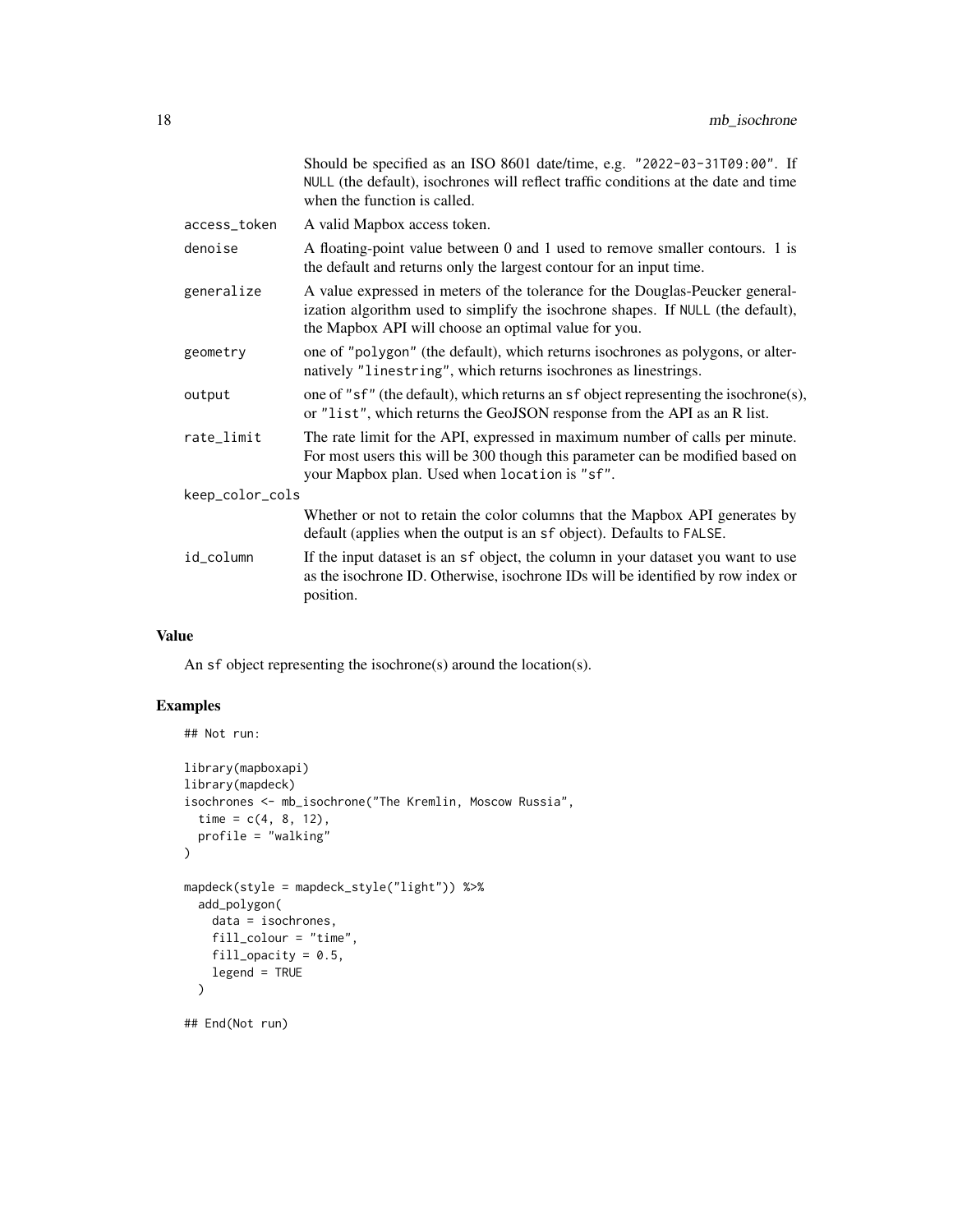Should be specified as an ISO 8601 date/time, e.g. "2022-03-31T09:00". If NULL (the default), isochrones will reflect traffic conditions at the date and time when the function is called.

access_token
: A valid Mapbox access token.

denoise
: A floating-point value between 0 and 1 used to remove smaller contours. 1 is the default and returns only the largest contour for an input time.

generalize
: A value expressed in meters of the tolerance for the Douglas-Peucker generalization algorithm used to simplify the isochrone shapes. If NULL (the default), the Mapbox API will choose an optimal value for you.

geometry
: one of "polygon" (the default), which returns isochrones as polygons, or alternatively "linestring", which returns isochrones as linestrings.

output
: one of "sf" (the default), which returns an sf object representing the isochrone(s), or "list", which returns the GeoJSON response from the API as an R list.

rate_limit
: The rate limit for the API, expressed in maximum number of calls per minute. For most users this will be 300 though this parameter can be modified based on your Mapbox plan. Used when location is "sf".

keep_color_cols
: Whether or not to retain the color columns that the Mapbox API generates by default (applies when the output is an sf object). Defaults to FALSE.

id_column
: If the input dataset is an sf object, the column in your dataset you want to use as the isochrone ID. Otherwise, isochrone IDs will be identified by row index or position.

## Value

An sf object representing the isochrone(s) around the location(s).

## Examples

```
## Not run:

library(mapboxapi)
library(mapdeck)
isochrones <- mb_isochrone("The Kremlin, Moscow Russia",
  time = c(4, 8, 12),
  profile = "walking"
)

mapdeck(style = mapdeck_style("light")) %>%
  add_polygon(
    data = isochrones,
    fill_colour = "time",
    fill_opacity = 0.5,
    legend = TRUE
  )

## End(Not run)
```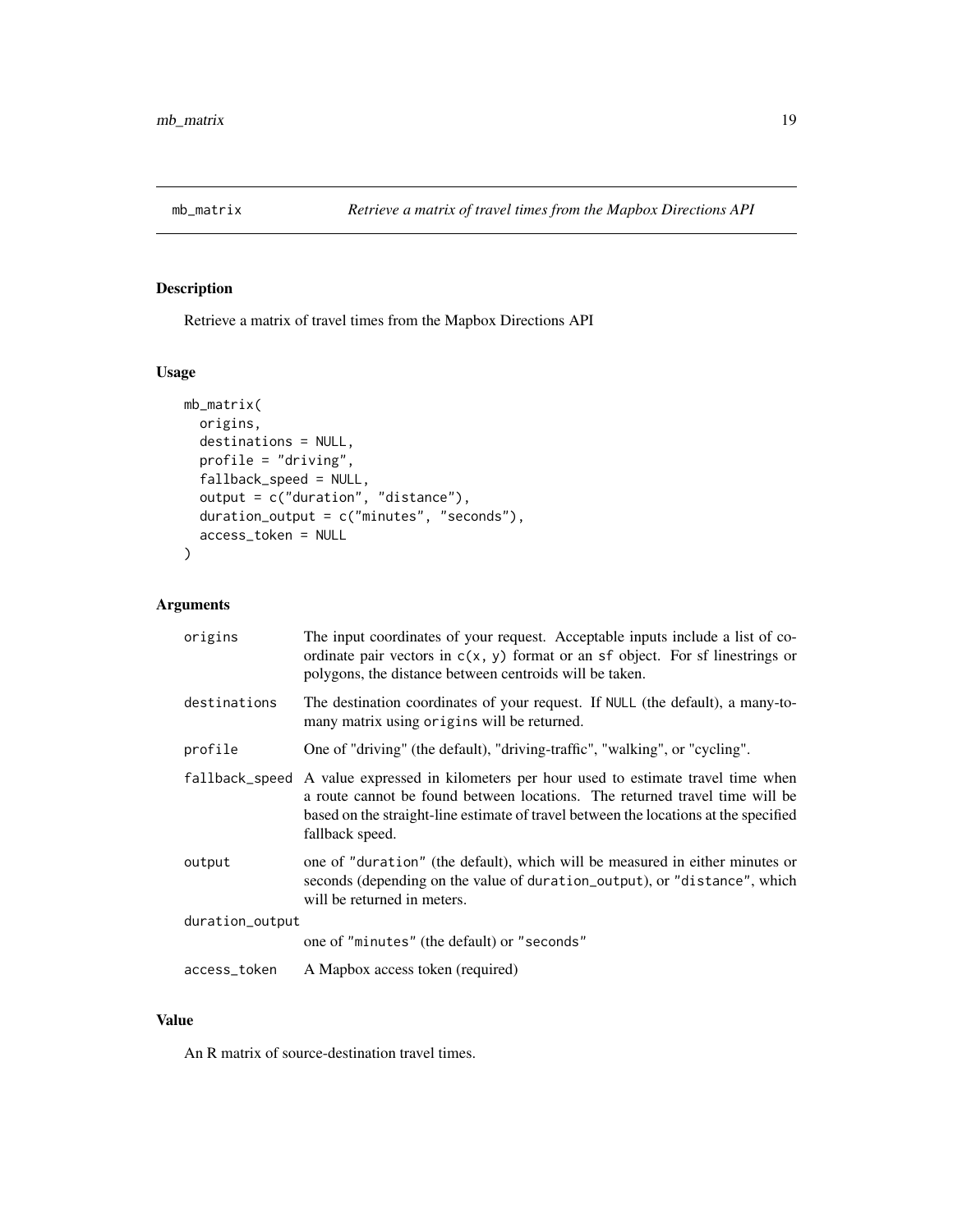# mb_matrix — *Retrieve a matrix of travel times from the Mapbox Directions API*

## Description

Retrieve a matrix of travel times from the Mapbox Directions API

## Usage

```
mb_matrix(
  origins,
  destinations = NULL,
  profile = "driving",
  fallback_speed = NULL,
  output = c("duration", "distance"),
  duration_output = c("minutes", "seconds"),
  access_token = NULL
)
```

## Arguments

| Argument | Description |
| --- | --- |
| `origins` | The input coordinates of your request. Acceptable inputs include a list of coordinate pair vectors in `c(x, y)` format or an `sf` object. For sf linestrings or polygons, the distance between centroids will be taken. |
| `destinations` | The destination coordinates of your request. If `NULL` (the default), a many-to-many matrix using `origins` will be returned. |
| `profile` | One of "driving" (the default), "driving-traffic", "walking", or "cycling". |
| `fallback_speed` | A value expressed in kilometers per hour used to estimate travel time when a route cannot be found between locations. The returned travel time will be based on the straight-line estimate of travel between the locations at the specified fallback speed. |
| `output` | one of `"duration"` (the default), which will be measured in either minutes or seconds (depending on the value of `duration_output`), or `"distance"`, which will be returned in meters. |
| `duration_output` | one of `"minutes"` (the default) or `"seconds"` |
| `access_token` | A Mapbox access token (required) |

## Value

An R matrix of source-destination travel times.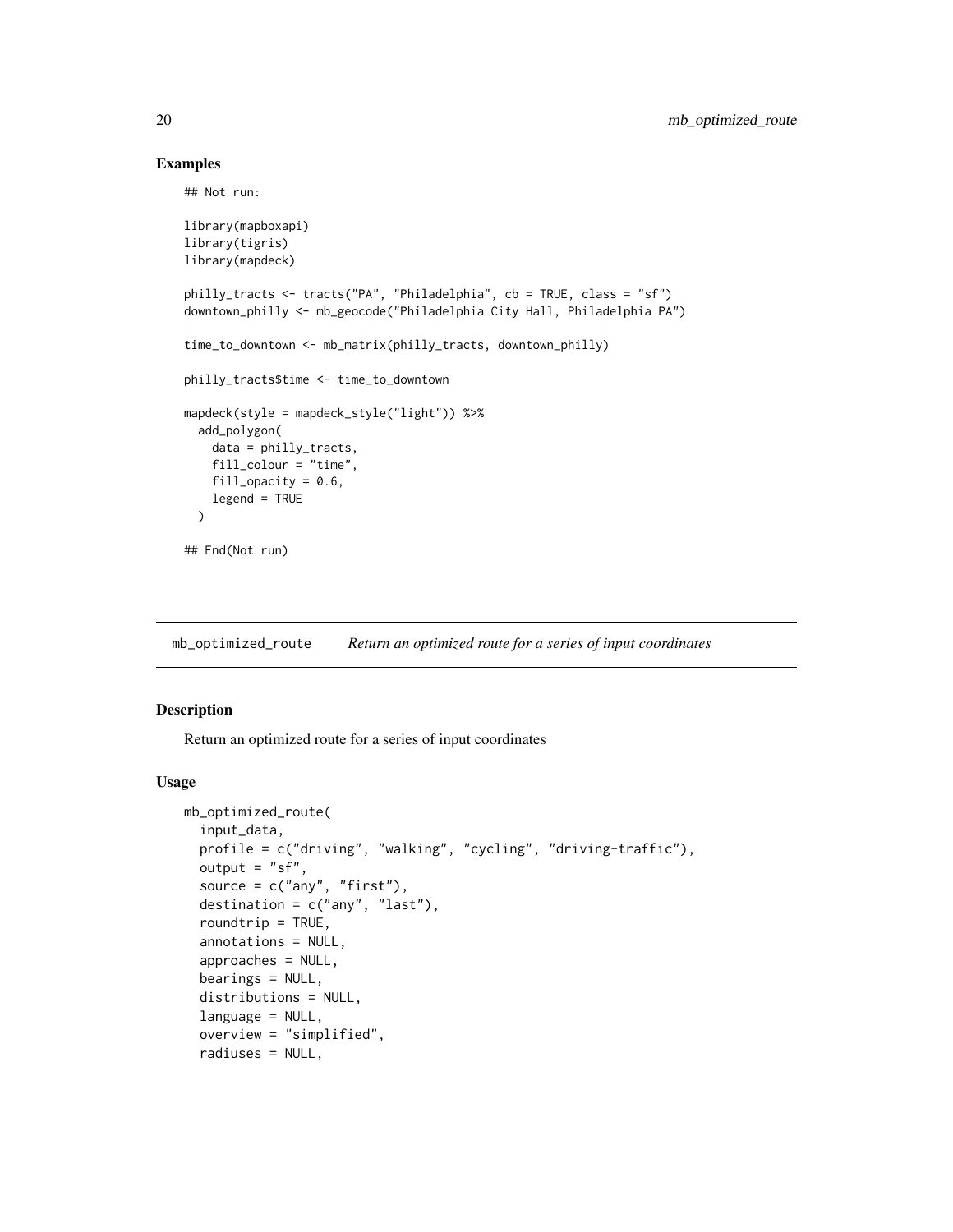## Examples

```
## Not run:

library(mapboxapi)
library(tigris)
library(mapdeck)

philly_tracts <- tracts("PA", "Philadelphia", cb = TRUE, class = "sf")
downtown_philly <- mb_geocode("Philadelphia City Hall, Philadelphia PA")

time_to_downtown <- mb_matrix(philly_tracts, downtown_philly)

philly_tracts$time <- time_to_downtown

mapdeck(style = mapdeck_style("light")) %>%
  add_polygon(
    data = philly_tracts,
    fill_colour = "time",
    fill_opacity = 0.6,
    legend = TRUE
  )

## End(Not run)
```

---

# mb_optimized_route *Return an optimized route for a series of input coordinates*

## Description

Return an optimized route for a series of input coordinates

## Usage

```
mb_optimized_route(
  input_data,
  profile = c("driving", "walking", "cycling", "driving-traffic"),
  output = "sf",
  source = c("any", "first"),
  destination = c("any", "last"),
  roundtrip = TRUE,
  annotations = NULL,
  approaches = NULL,
  bearings = NULL,
  distributions = NULL,
  language = NULL,
  overview = "simplified",
  radiuses = NULL,
```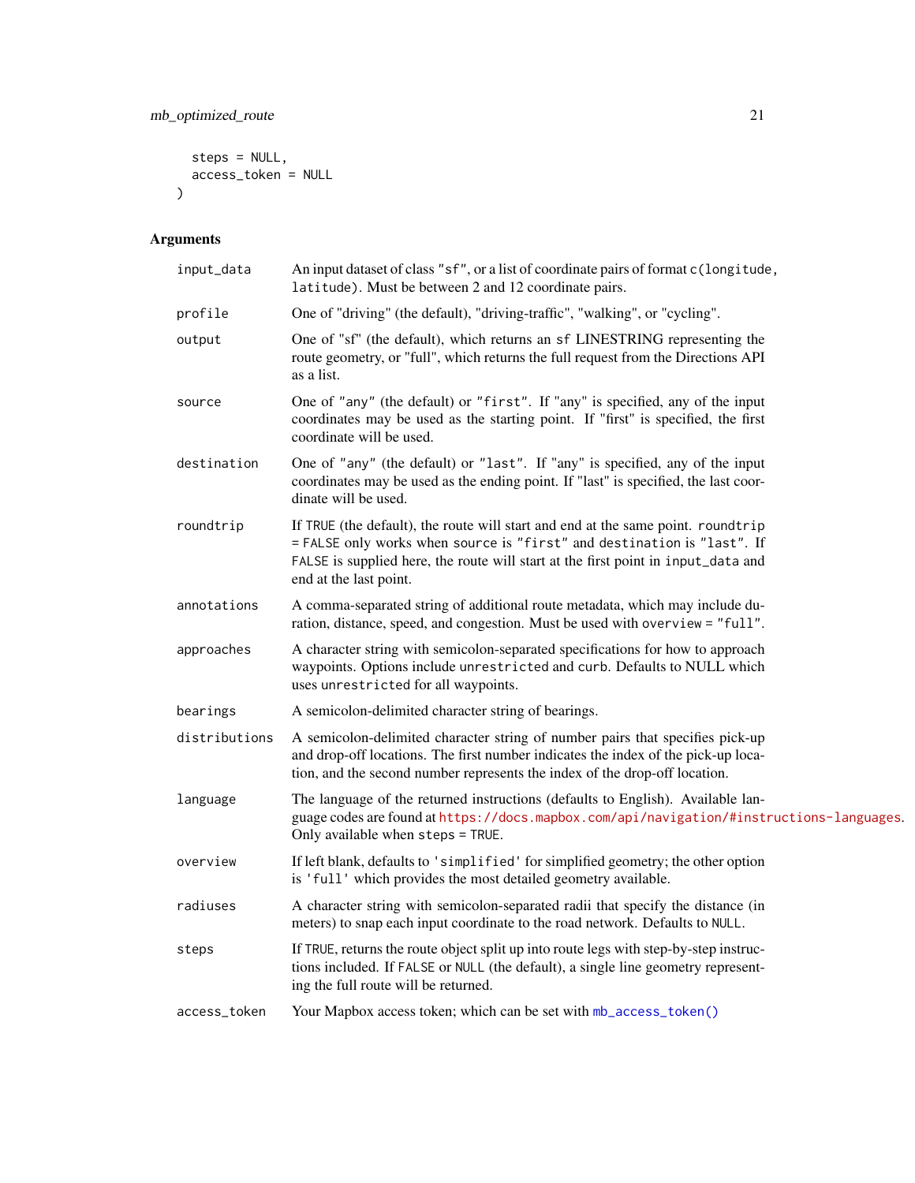```
  steps = NULL,
  access_token = NULL
)
```

## Arguments

| | |
|---|---|
| `input_data` | An input dataset of class `"sf"`, or a list of coordinate pairs of format `c(longitude, latitude)`. Must be between 2 and 12 coordinate pairs. |
| `profile` | One of "driving" (the default), "driving-traffic", "walking", or "cycling". |
| `output` | One of "sf" (the default), which returns an `sf` LINESTRING representing the route geometry, or "full", which returns the full request from the Directions API as a list. |
| `source` | One of `"any"` (the default) or `"first"`. If "any" is specified, any of the input coordinates may be used as the starting point. If "first" is specified, the first coordinate will be used. |
| `destination` | One of `"any"` (the default) or `"last"`. If "any" is specified, any of the input coordinates may be used as the ending point. If "last" is specified, the last coordinate will be used. |
| `roundtrip` | If `TRUE` (the default), the route will start and end at the same point. `roundtrip = FALSE` only works when `source` is `"first"` and `destination` is `"last"`. If `FALSE` is supplied here, the route will start at the first point in `input_data` and end at the last point. |
| `annotations` | A comma-separated string of additional route metadata, which may include duration, distance, speed, and congestion. Must be used with `overview = "full"`. |
| `approaches` | A character string with semicolon-separated specifications for how to approach waypoints. Options include `unrestricted` and `curb`. Defaults to NULL which uses `unrestricted` for all waypoints. |
| `bearings` | A semicolon-delimited character string of bearings. |
| `distributions` | A semicolon-delimited character string of number pairs that specifies pick-up and drop-off locations. The first number indicates the index of the pick-up location, and the second number represents the index of the drop-off location. |
| `language` | The language of the returned instructions (defaults to English). Available language codes are found at https://docs.mapbox.com/api/navigation/#instructions-languages. Only available when `steps = TRUE`. |
| `overview` | If left blank, defaults to `'simplified'` for simplified geometry; the other option is `'full'` which provides the most detailed geometry available. |
| `radiuses` | A character string with semicolon-separated radii that specify the distance (in meters) to snap each input coordinate to the road network. Defaults to `NULL`. |
| `steps` | If `TRUE`, returns the route object split up into route legs with step-by-step instructions included. If `FALSE` or `NULL` (the default), a single line geometry representing the full route will be returned. |
| `access_token` | Your Mapbox access token; which can be set with `mb_access_token()` |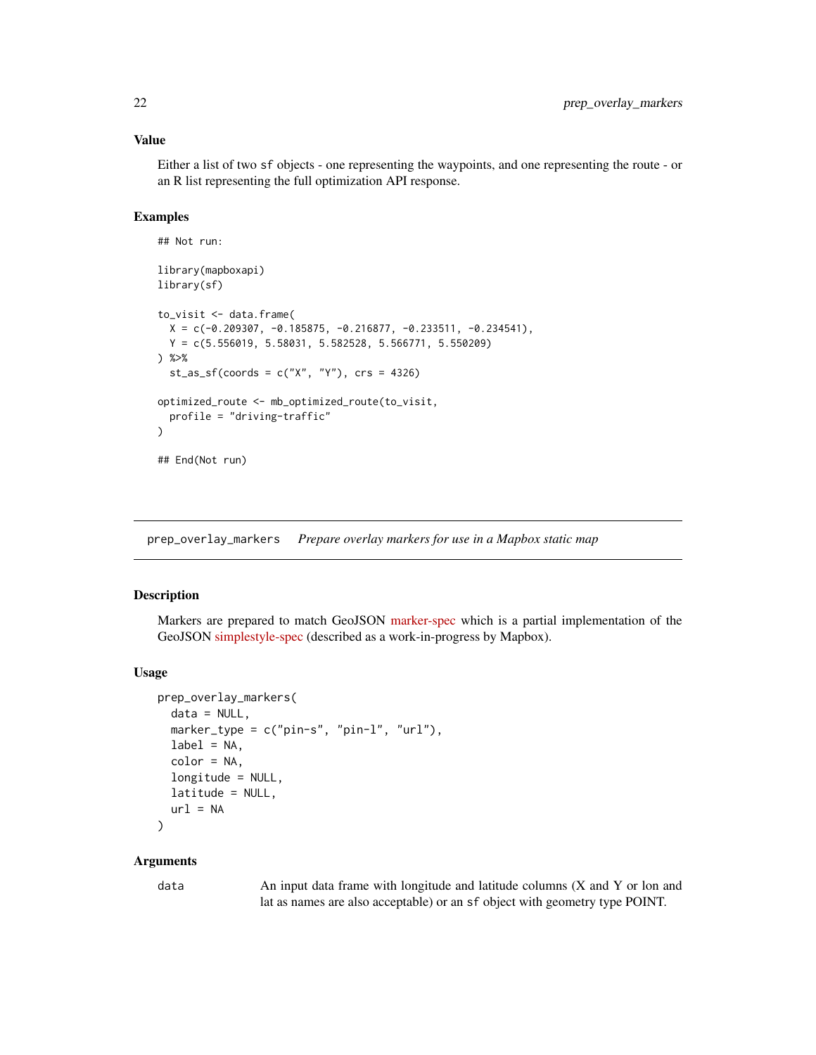### Value

Either a list of two `sf` objects - one representing the waypoints, and one representing the route - or an R list representing the full optimization API response.

### Examples

```
## Not run:

library(mapboxapi)
library(sf)

to_visit <- data.frame(
  X = c(-0.209307, -0.185875, -0.216877, -0.233511, -0.234541),
  Y = c(5.556019, 5.58031, 5.582528, 5.566771, 5.550209)
) %>%
  st_as_sf(coords = c("X", "Y"), crs = 4326)

optimized_route <- mb_optimized_route(to_visit,
  profile = "driving-traffic"
)

## End(Not run)
```

---

## prep_overlay_markers — *Prepare overlay markers for use in a Mapbox static map*

### Description

Markers are prepared to match GeoJSON marker-spec which is a partial implementation of the GeoJSON simplestyle-spec (described as a work-in-progress by Mapbox).

### Usage

```
prep_overlay_markers(
  data = NULL,
  marker_type = c("pin-s", "pin-l", "url"),
  label = NA,
  color = NA,
  longitude = NULL,
  latitude = NULL,
  url = NA
)
```

### Arguments

`data` — An input data frame with longitude and latitude columns (X and Y or lon and lat as names are also acceptable) or an `sf` object with geometry type POINT.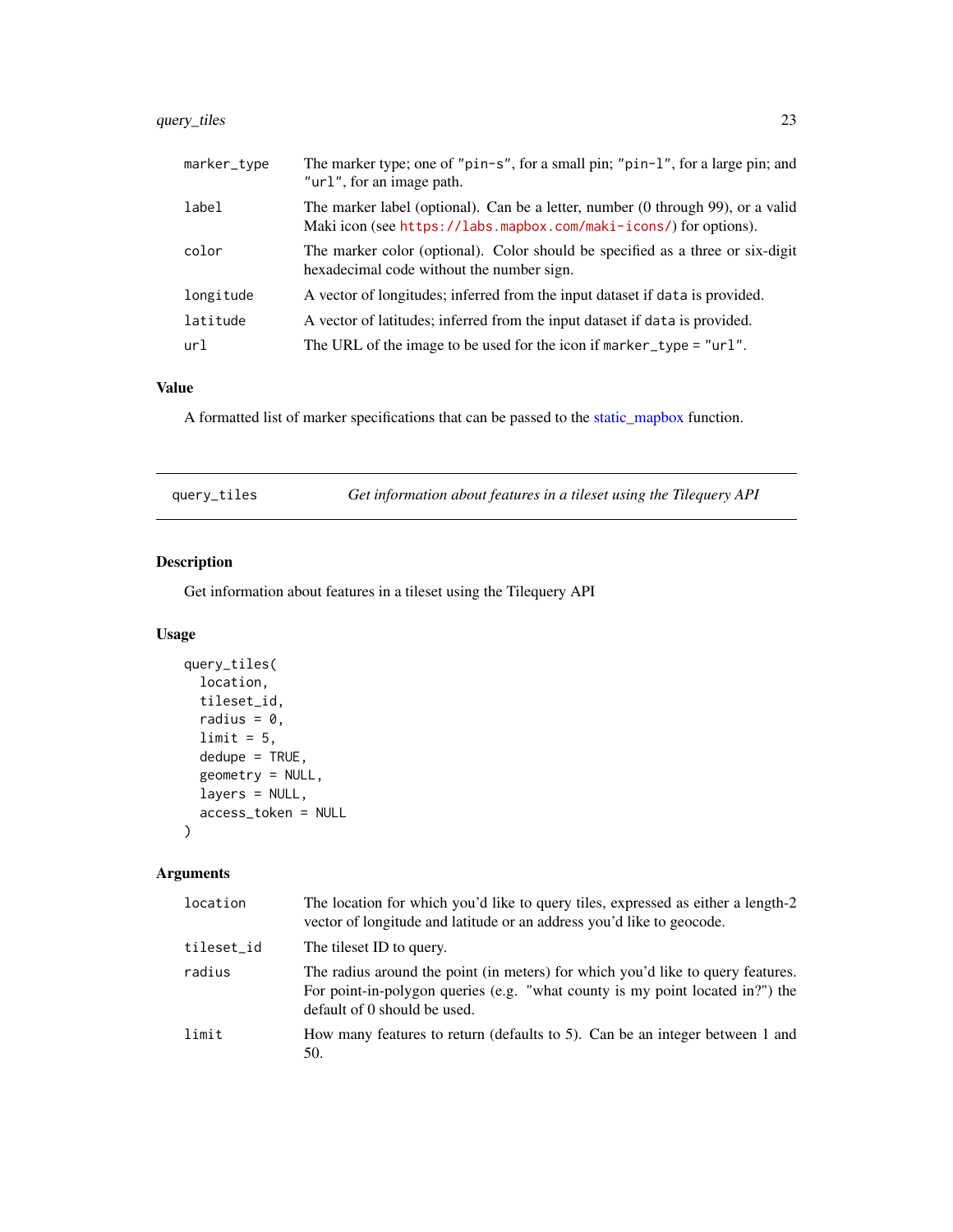| | |
|---|---|
| `marker_type` | The marker type; one of `"pin-s"`, for a small pin; `"pin-l"`, for a large pin; and `"url"`, for an image path. |
| `label` | The marker label (optional). Can be a letter, number (0 through 99), or a valid Maki icon (see https://labs.mapbox.com/maki-icons/) for options). |
| `color` | The marker color (optional). Color should be specified as a three or six-digit hexadecimal code without the number sign. |
| `longitude` | A vector of longitudes; inferred from the input dataset if `data` is provided. |
| `latitude` | A vector of latitudes; inferred from the input dataset if `data` is provided. |
| `url` | The URL of the image to be used for the icon if `marker_type = "url"`. |

### Value

A formatted list of marker specifications that can be passed to the static_mapbox function.

---

## query_tiles — *Get information about features in a tileset using the Tilequery API*

### Description

Get information about features in a tileset using the Tilequery API

### Usage

```
query_tiles(
  location,
  tileset_id,
  radius = 0,
  limit = 5,
  dedupe = TRUE,
  geometry = NULL,
  layers = NULL,
  access_token = NULL
)
```

### Arguments

| | |
|---|---|
| `location` | The location for which you'd like to query tiles, expressed as either a length-2 vector of longitude and latitude or an address you'd like to geocode. |
| `tileset_id` | The tileset ID to query. |
| `radius` | The radius around the point (in meters) for which you'd like to query features. For point-in-polygon queries (e.g. "what county is my point located in?") the default of 0 should be used. |
| `limit` | How many features to return (defaults to 5). Can be an integer between 1 and 50. |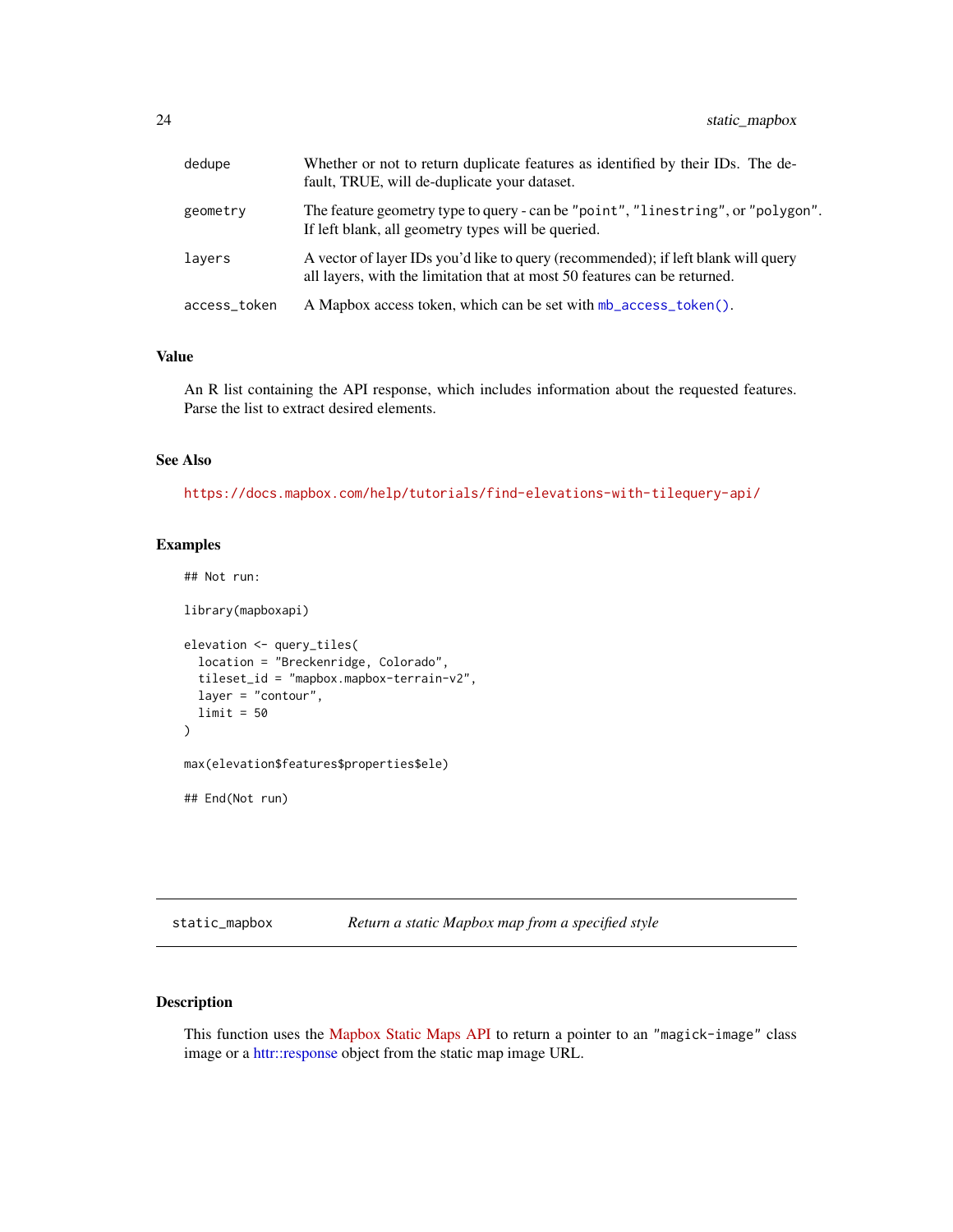| | |
|---|---|
| dedupe | Whether or not to return duplicate features as identified by their IDs. The default, TRUE, will de-duplicate your dataset. |
| geometry | The feature geometry type to query - can be "point", "linestring", or "polygon". If left blank, all geometry types will be queried. |
| layers | A vector of layer IDs you'd like to query (recommended); if left blank will query all layers, with the limitation that at most 50 features can be returned. |
| access_token | A Mapbox access token, which can be set with mb_access_token(). |

### Value

An R list containing the API response, which includes information about the requested features. Parse the list to extract desired elements.

### See Also

https://docs.mapbox.com/help/tutorials/find-elevations-with-tilequery-api/

### Examples

```
## Not run:

library(mapboxapi)

elevation <- query_tiles(
  location = "Breckenridge, Colorado",
  tileset_id = "mapbox.mapbox-terrain-v2",
  layer = "contour",
  limit = 50
)

max(elevation$features$properties$ele)

## End(Not run)
```

---

## static_mapbox — *Return a static Mapbox map from a specified style*

### Description

This function uses the Mapbox Static Maps API to return a pointer to an "magick-image" class image or a httr::response object from the static map image URL.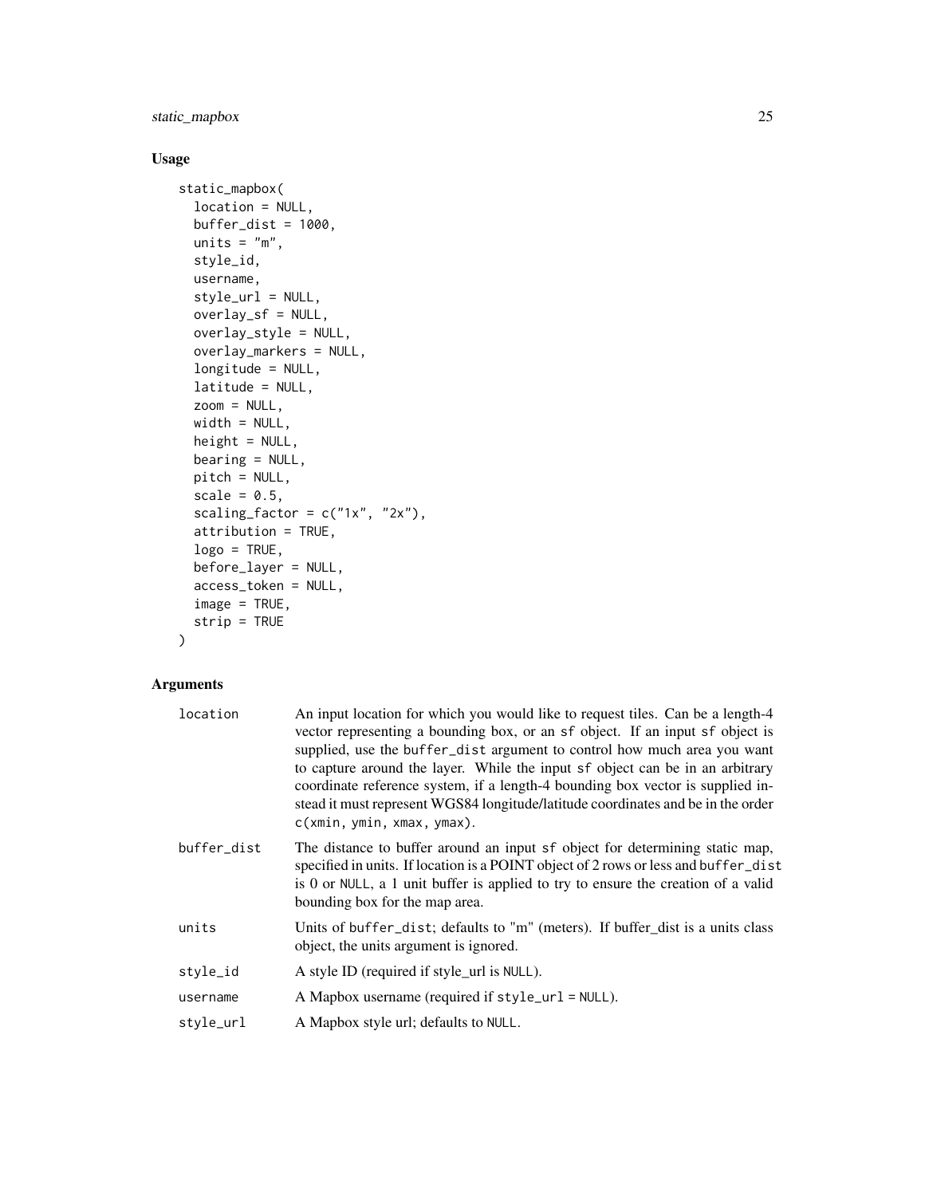## Usage

```
static_mapbox(
  location = NULL,
  buffer_dist = 1000,
  units = "m",
  style_id,
  username,
  style_url = NULL,
  overlay_sf = NULL,
  overlay_style = NULL,
  overlay_markers = NULL,
  longitude = NULL,
  latitude = NULL,
  zoom = NULL,
  width = NULL,
  height = NULL,
  bearing = NULL,
  pitch = NULL,
  scale = 0.5,
  scaling_factor = c("1x", "2x"),
  attribution = TRUE,
  logo = TRUE,
  before_layer = NULL,
  access_token = NULL,
  image = TRUE,
  strip = TRUE
)
```

## Arguments

| | |
|---|---|
| `location` | An input location for which you would like to request tiles. Can be a length-4 vector representing a bounding box, or an `sf` object. If an input `sf` object is supplied, use the `buffer_dist` argument to control how much area you want to capture around the layer. While the input `sf` object can be in an arbitrary coordinate reference system, if a length-4 bounding box vector is supplied instead it must represent WGS84 longitude/latitude coordinates and be in the order `c(xmin, ymin, xmax, ymax)`. |
| `buffer_dist` | The distance to buffer around an input `sf` object for determining static map, specified in units. If location is a POINT object of 2 rows or less and `buffer_dist` is 0 or `NULL`, a 1 unit buffer is applied to try to ensure the creation of a valid bounding box for the map area. |
| `units` | Units of `buffer_dist`; defaults to "m" (meters). If buffer_dist is a units class object, the units argument is ignored. |
| `style_id` | A style ID (required if style_url is `NULL`). |
| `username` | A Mapbox username (required if `style_url = NULL`). |
| `style_url` | A Mapbox style url; defaults to `NULL`. |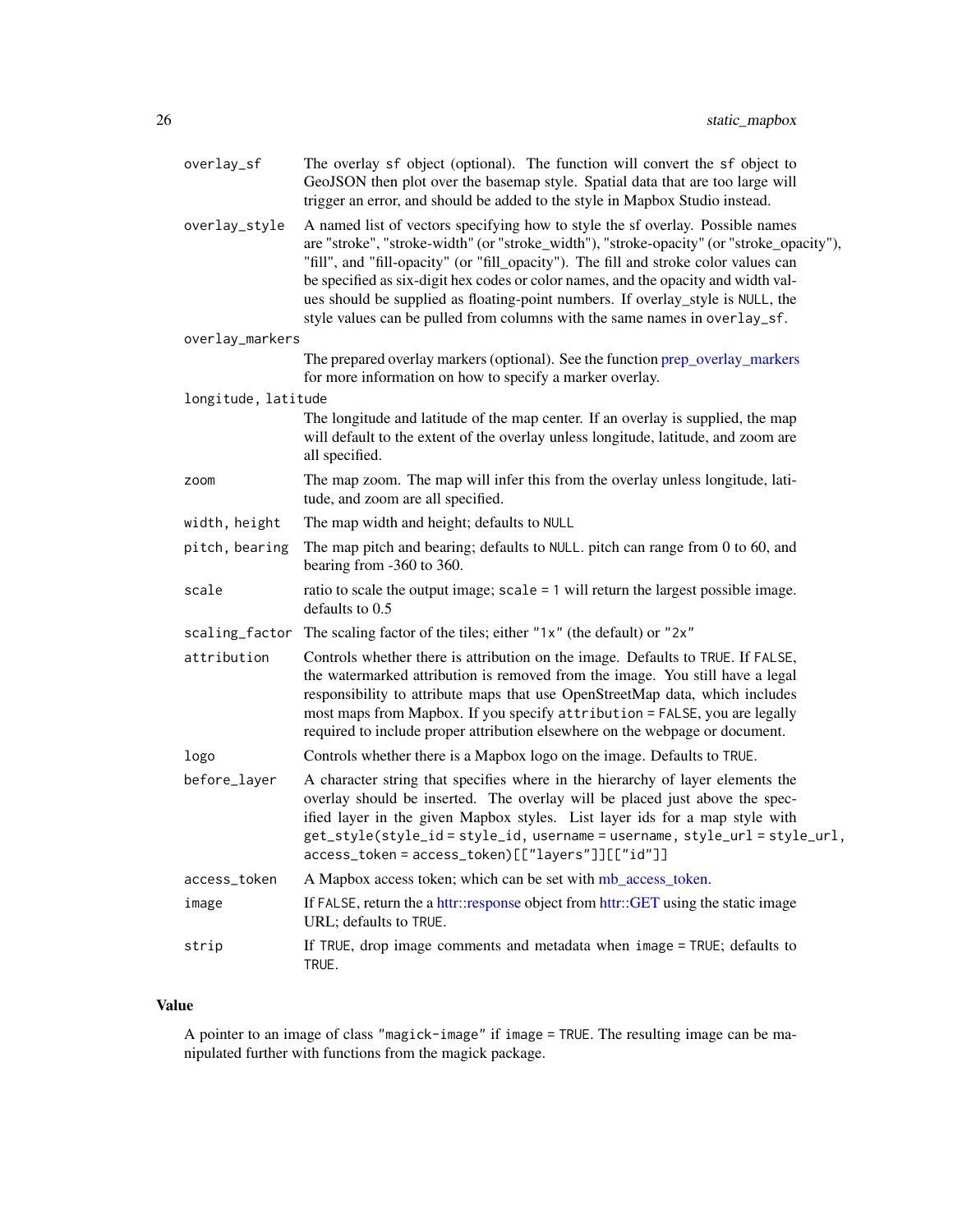| Argument | Description |
| --- | --- |
| `overlay_sf` | The overlay `sf` object (optional). The function will convert the `sf` object to GeoJSON then plot over the basemap style. Spatial data that are too large will trigger an error, and should be added to the style in Mapbox Studio instead. |
| `overlay_style` | A named list of vectors specifying how to style the sf overlay. Possible names are "stroke", "stroke-width" (or "stroke_width"), "stroke-opacity" (or "stroke_opacity"), "fill", and "fill-opacity" (or "fill_opacity"). The fill and stroke color values can be specified as six-digit hex codes or color names, and the opacity and width values should be supplied as floating-point numbers. If overlay_style is `NULL`, the style values can be pulled from columns with the same names in `overlay_sf`. |
| `overlay_markers` | The prepared overlay markers (optional). See the function prep_overlay_markers for more information on how to specify a marker overlay. |
| `longitude, latitude` | The longitude and latitude of the map center. If an overlay is supplied, the map will default to the extent of the overlay unless longitude, latitude, and zoom are all specified. |
| `zoom` | The map zoom. The map will infer this from the overlay unless longitude, latitude, and zoom are all specified. |
| `width, height` | The map width and height; defaults to `NULL` |
| `pitch, bearing` | The map pitch and bearing; defaults to `NULL`. pitch can range from 0 to 60, and bearing from -360 to 360. |
| `scale` | ratio to scale the output image; `scale = 1` will return the largest possible image. defaults to 0.5 |
| `scaling_factor` | The scaling factor of the tiles; either `"1x"` (the default) or `"2x"` |
| `attribution` | Controls whether there is attribution on the image. Defaults to `TRUE`. If `FALSE`, the watermarked attribution is removed from the image. You still have a legal responsibility to attribute maps that use OpenStreetMap data, which includes most maps from Mapbox. If you specify `attribution = FALSE`, you are legally required to include proper attribution elsewhere on the webpage or document. |
| `logo` | Controls whether there is a Mapbox logo on the image. Defaults to `TRUE`. |
| `before_layer` | A character string that specifies where in the hierarchy of layer elements the overlay should be inserted. The overlay will be placed just above the specified layer in the given Mapbox styles. List layer ids for a map style with `get_style(style_id = style_id, username = username, style_url = style_url, access_token = access_token)[["layers"]][["id"]]` |
| `access_token` | A Mapbox access token; which can be set with mb_access_token. |
| `image` | If `FALSE`, return the a httr::response object from httr::GET using the static image URL; defaults to `TRUE`. |
| `strip` | If `TRUE`, drop image comments and metadata when `image = TRUE`; defaults to `TRUE`. |

## Value

A pointer to an image of class `"magick-image"` if `image = TRUE`. The resulting image can be manipulated further with functions from the magick package.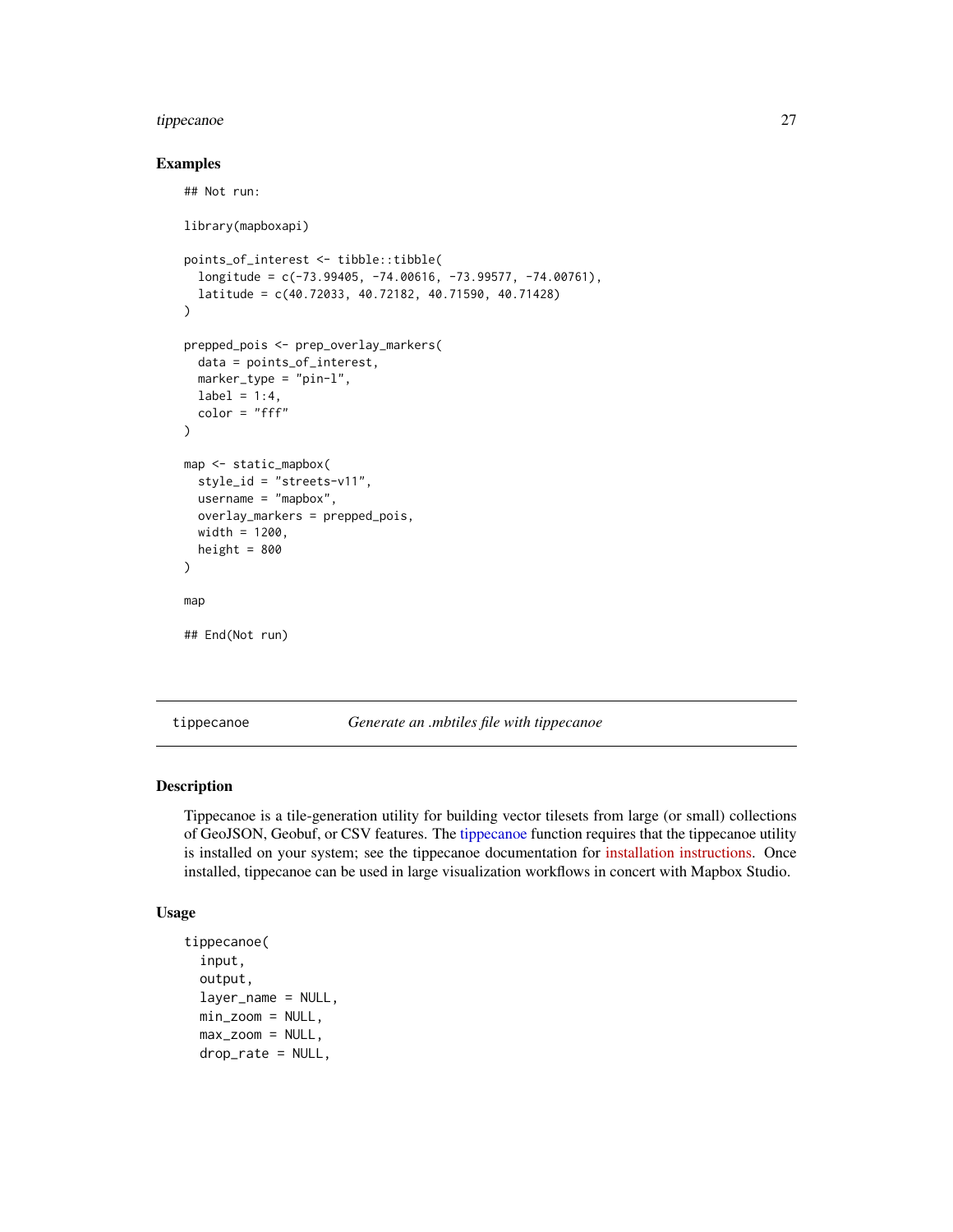## Examples

```
## Not run:

library(mapboxapi)

points_of_interest <- tibble::tibble(
  longitude = c(-73.99405, -74.00616, -73.99577, -74.00761),
  latitude = c(40.72033, 40.72182, 40.71590, 40.71428)
)

prepped_pois <- prep_overlay_markers(
  data = points_of_interest,
  marker_type = "pin-l",
  label = 1:4,
  color = "fff"
)

map <- static_mapbox(
  style_id = "streets-v11",
  username = "mapbox",
  overlay_markers = prepped_pois,
  width = 1200,
  height = 800
)

map

## End(Not run)
```

---

`tippecanoe` *Generate an .mbtiles file with tippecanoe*

---

## Description

Tippecanoe is a tile-generation utility for building vector tilesets from large (or small) collections of GeoJSON, Geobuf, or CSV features. The tippecanoe function requires that the tippecanoe utility is installed on your system; see the tippecanoe documentation for installation instructions. Once installed, tippecanoe can be used in large visualization workflows in concert with Mapbox Studio.

## Usage

```
tippecanoe(
  input,
  output,
  layer_name = NULL,
  min_zoom = NULL,
  max_zoom = NULL,
  drop_rate = NULL,
```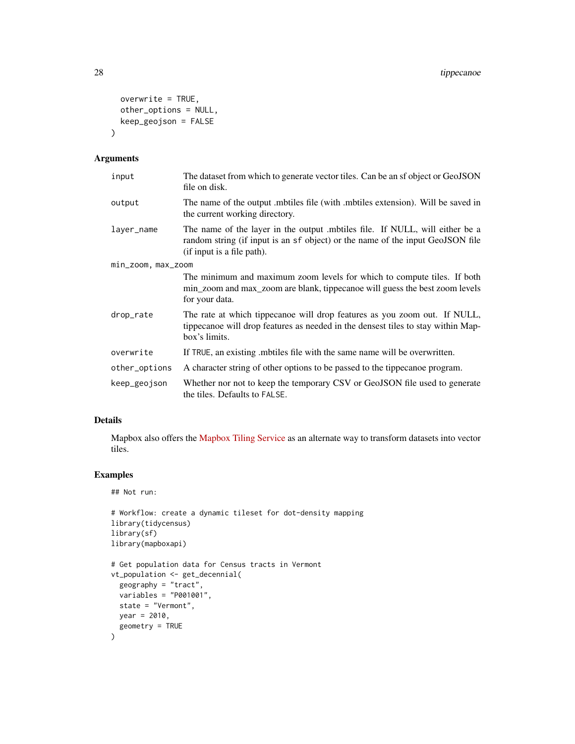```
  overwrite = TRUE,
  other_options = NULL,
  keep_geojson = FALSE
)
```

## Arguments

| | |
|---|---|
| input | The dataset from which to generate vector tiles. Can be an sf object or GeoJSON file on disk. |
| output | The name of the output .mbtiles file (with .mbtiles extension). Will be saved in the current working directory. |
| layer_name | The name of the layer in the output .mbtiles file. If NULL, will either be a random string (if input is an `sf` object) or the name of the input GeoJSON file (if input is a file path). |
| min_zoom, max_zoom | The minimum and maximum zoom levels for which to compute tiles. If both min_zoom and max_zoom are blank, tippecanoe will guess the best zoom levels for your data. |
| drop_rate | The rate at which tippecanoe will drop features as you zoom out. If NULL, tippecanoe will drop features as needed in the densest tiles to stay within Mapbox's limits. |
| overwrite | If `TRUE`, an existing .mbtiles file with the same name will be overwritten. |
| other_options | A character string of other options to be passed to the tippecanoe program. |
| keep_geojson | Whether nor not to keep the temporary CSV or GeoJSON file used to generate the tiles. Defaults to `FALSE`. |

## Details

Mapbox also offers the Mapbox Tiling Service as an alternate way to transform datasets into vector tiles.

## Examples

```
## Not run:

# Workflow: create a dynamic tileset for dot-density mapping
library(tidycensus)
library(sf)
library(mapboxapi)

# Get population data for Census tracts in Vermont
vt_population <- get_decennial(
  geography = "tract",
  variables = "P001001",
  state = "Vermont",
  year = 2010,
  geometry = TRUE
)
```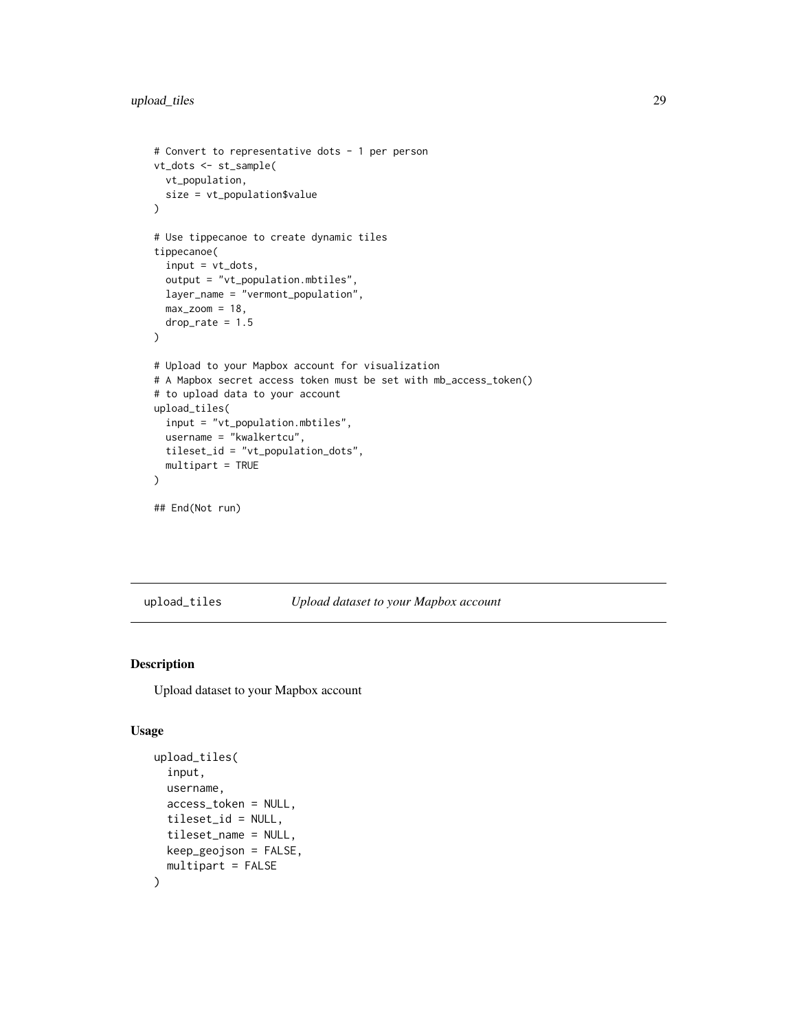```
# Convert to representative dots - 1 per person
vt_dots <- st_sample(
  vt_population,
  size = vt_population$value
)

# Use tippecanoe to create dynamic tiles
tippecanoe(
  input = vt_dots,
  output = "vt_population.mbtiles",
  layer_name = "vermont_population",
  max_zoom = 18,
  drop_rate = 1.5
)

# Upload to your Mapbox account for visualization
# A Mapbox secret access token must be set with mb_access_token()
# to upload data to your account
upload_tiles(
  input = "vt_population.mbtiles",
  username = "kwalkertcu",
  tileset_id = "vt_population_dots",
  multipart = TRUE
)

## End(Not run)
```

---

`upload_tiles` *Upload dataset to your Mapbox account*

---

### Description

Upload dataset to your Mapbox account

### Usage

```
upload_tiles(
  input,
  username,
  access_token = NULL,
  tileset_id = NULL,
  tileset_name = NULL,
  keep_geojson = FALSE,
  multipart = FALSE
)
```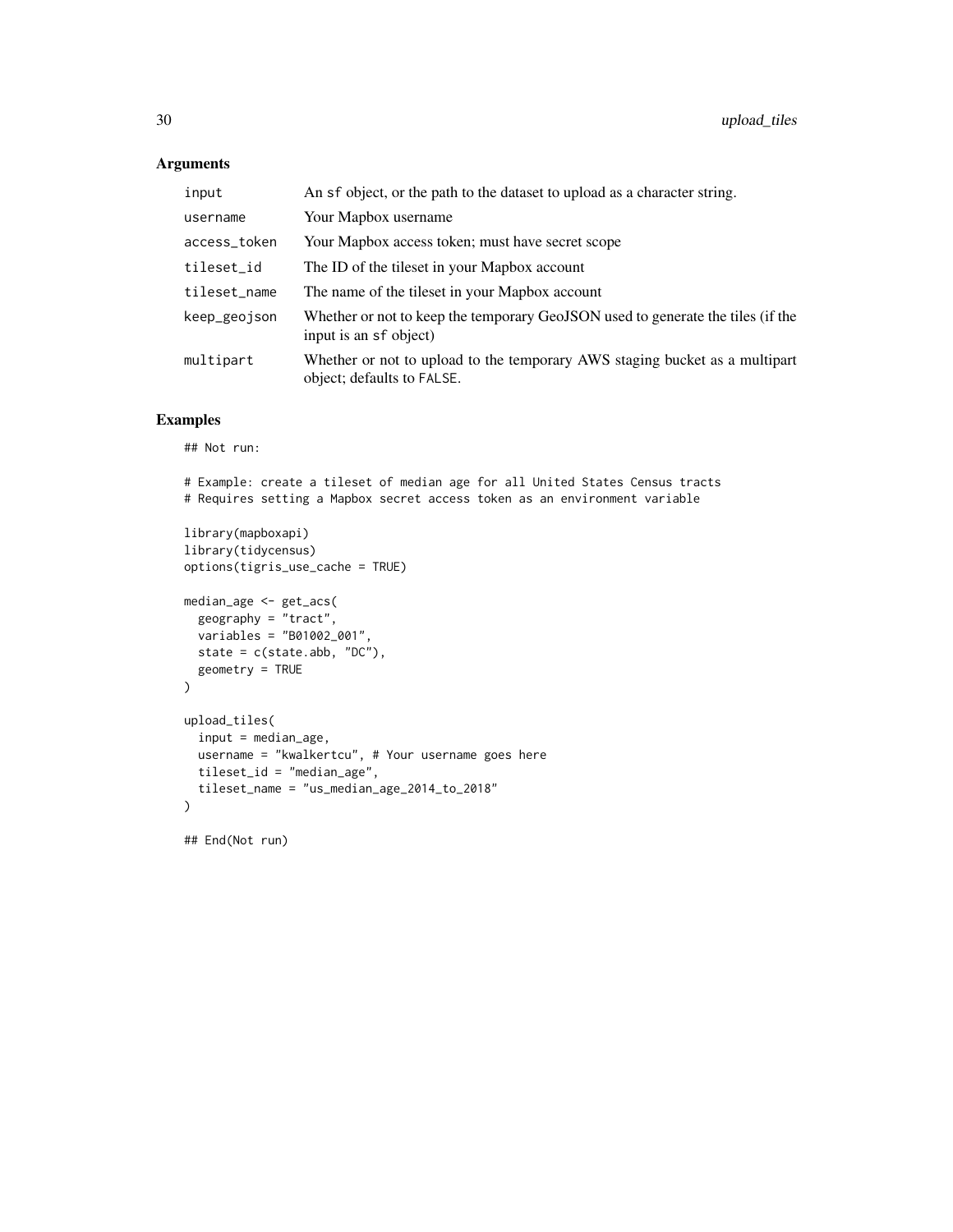## Arguments

| | |
|---|---|
| input | An sf object, or the path to the dataset to upload as a character string. |
| username | Your Mapbox username |
| access_token | Your Mapbox access token; must have secret scope |
| tileset_id | The ID of the tileset in your Mapbox account |
| tileset_name | The name of the tileset in your Mapbox account |
| keep_geojson | Whether or not to keep the temporary GeoJSON used to generate the tiles (if the input is an sf object) |
| multipart | Whether or not to upload to the temporary AWS staging bucket as a multipart object; defaults to FALSE. |

## Examples

```
## Not run:

# Example: create a tileset of median age for all United States Census tracts
# Requires setting a Mapbox secret access token as an environment variable

library(mapboxapi)
library(tidycensus)
options(tigris_use_cache = TRUE)

median_age <- get_acs(
  geography = "tract",
  variables = "B01002_001",
  state = c(state.abb, "DC"),
  geometry = TRUE
)

upload_tiles(
  input = median_age,
  username = "kwalkertcu", # Your username goes here
  tileset_id = "median_age",
  tileset_name = "us_median_age_2014_to_2018"
)

## End(Not run)
```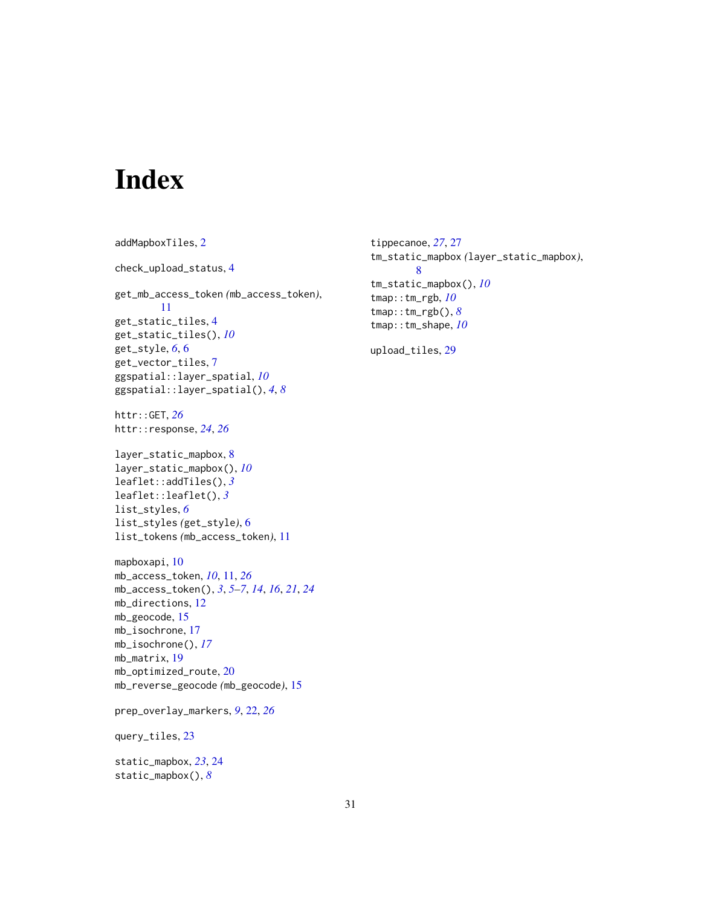# Index

addMapboxTiles, 2

check_upload_status, 4

get_mb_access_token *(*mb_access_token*)*, 11
get_static_tiles, 4
get_static_tiles(), *10*
get_style, *6*, 6
get_vector_tiles, 7
ggspatial::layer_spatial, *10*
ggspatial::layer_spatial(), *4*, *8*

httr::GET, *26*
httr::response, *24*, *26*

layer_static_mapbox, 8
layer_static_mapbox(), *10*
leaflet::addTiles(), *3*
leaflet::leaflet(), *3*
list_styles, *6*
list_styles *(*get_style*)*, 6
list_tokens *(*mb_access_token*)*, 11

mapboxapi, 10
mb_access_token, *10*, 11, *26*
mb_access_token(), *3*, *5–7*, *14*, *16*, *21*, *24*
mb_directions, 12
mb_geocode, 15
mb_isochrone, 17
mb_isochrone(), *17*
mb_matrix, 19
mb_optimized_route, 20
mb_reverse_geocode *(*mb_geocode*)*, 15

prep_overlay_markers, *9*, 22, *26*

query_tiles, 23

static_mapbox, *23*, 24
static_mapbox(), *8*

tippecanoe, *27*, 27
tm_static_mapbox *(*layer_static_mapbox*)*, 8
tm_static_mapbox(), *10*
tmap::tm_rgb, *10*
tmap::tm_rgb(), *8*
tmap::tm_shape, *10*

upload_tiles, 29